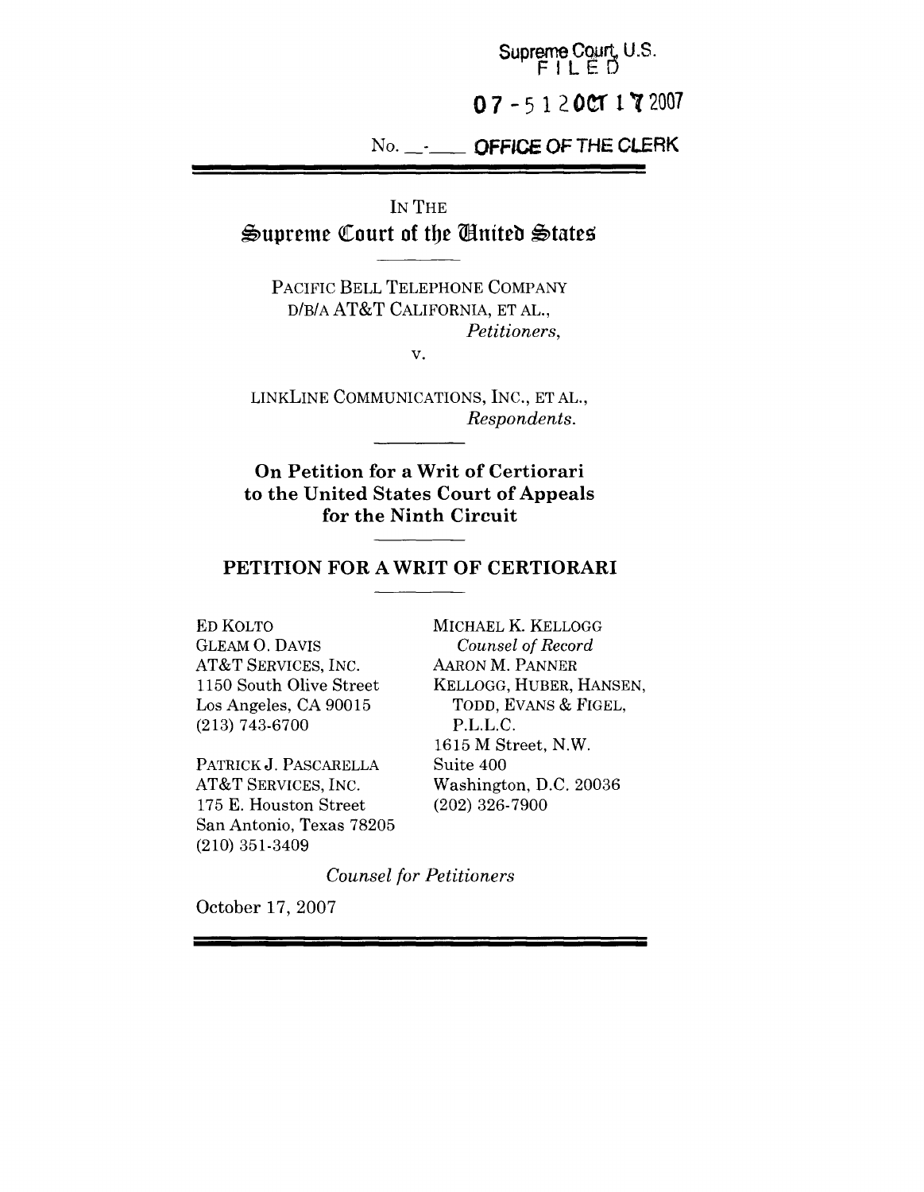Supreme Court, U.S.
FILED

07-512 OCT 17 2007

No. \_\_-\_\_\_\_ OFFICE OF THE CLERK

IN THE

# Supreme Court of the United States

PACIFIC BELL TELEPHONE COMPANY D/B/A AT&T CALIFORNIA, ET AL.,
*Petitioners,*

v.

LINKLINE COMMUNICATIONS, INC., ET AL.,
*Respondents.*

**On Petition for a Writ of Certiorari to the United States Court of Appeals for the Ninth Circuit**

## PETITION FOR A WRIT OF CERTIORARI

ED KOLTO
GLEAM O. DAVIS
AT&T SERVICES, INC.
1150 South Olive Street
Los Angeles, CA 90015
(213) 743-6700

PATRICK J. PASCARELLA
AT&T SERVICES, INC.
175 E. Houston Street
San Antonio, Texas 78205
(210) 351-3409

MICHAEL K. KELLOGG
*Counsel of Record*
AARON M. PANNER
KELLOGG, HUBER, HANSEN, TODD, EVANS & FIGEL, P.L.L.C.
1615 M Street, N.W.
Suite 400
Washington, D.C. 20036
(202) 326-7900

*Counsel for Petitioners*

October 17, 2007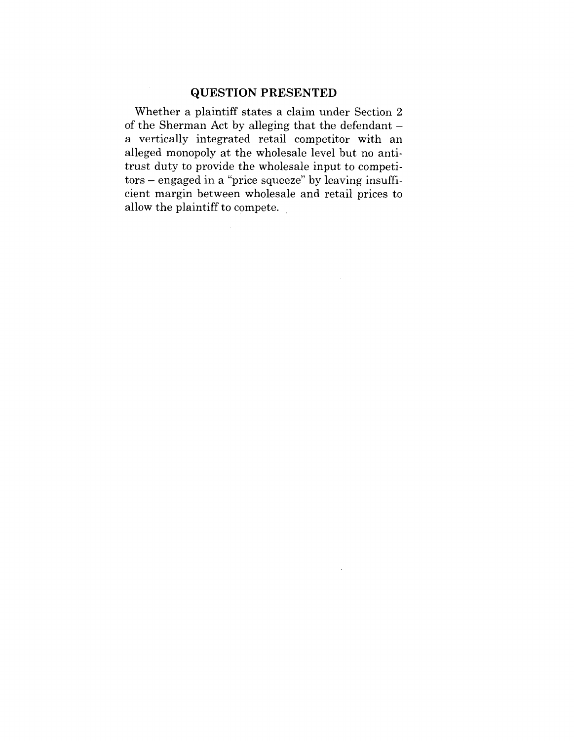## QUESTION PRESENTED

Whether a plaintiff states a claim under Section 2 of the Sherman Act by alleging that the defendant – a vertically integrated retail competitor with an alleged monopoly at the wholesale level but no antitrust duty to provide the wholesale input to competitors – engaged in a "price squeeze" by leaving insufficient margin between wholesale and retail prices to allow the plaintiff to compete.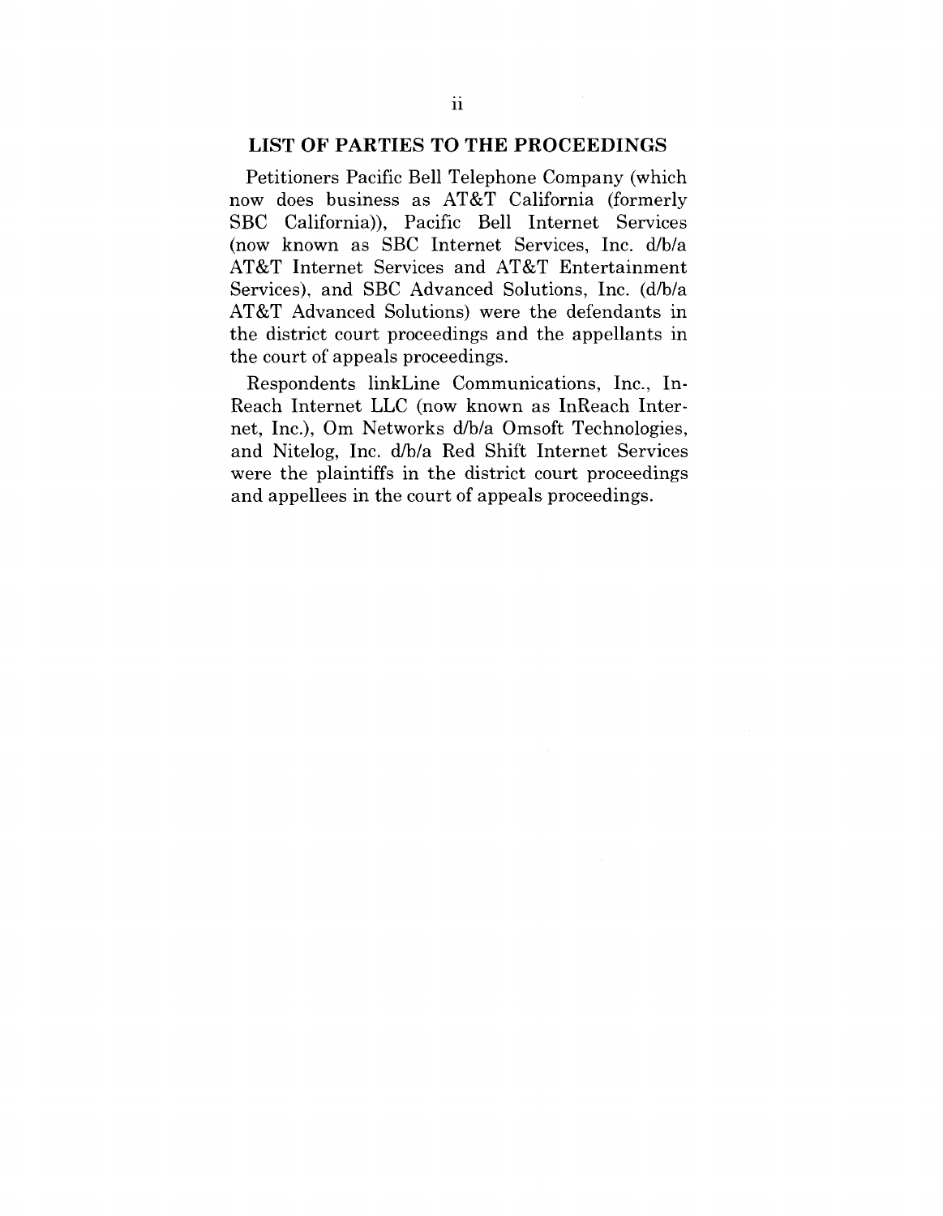## LIST OF PARTIES TO THE PROCEEDINGS

Petitioners Pacific Bell Telephone Company (which now does business as AT&T California (formerly SBC California)), Pacific Bell Internet Services (now known as SBC Internet Services, Inc. d/b/a AT&T Internet Services and AT&T Entertainment Services), and SBC Advanced Solutions, Inc. (d/b/a AT&T Advanced Solutions) were the defendants in the district court proceedings and the appellants in the court of appeals proceedings.

Respondents linkLine Communications, Inc., InReach Internet LLC (now known as InReach Internet, Inc.), Om Networks d/b/a Omsoft Technologies, and Nitelog, Inc. d/b/a Red Shift Internet Services were the plaintiffs in the district court proceedings and appellees in the court of appeals proceedings.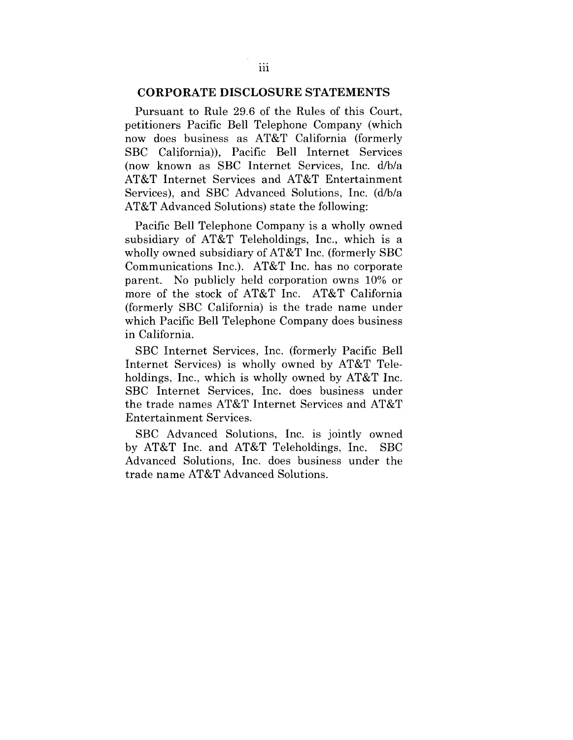## CORPORATE DISCLOSURE STATEMENTS

Pursuant to Rule 29.6 of the Rules of this Court, petitioners Pacific Bell Telephone Company (which now does business as AT&T California (formerly SBC California)), Pacific Bell Internet Services (now known as SBC Internet Services, Inc. d/b/a AT&T Internet Services and AT&T Entertainment Services), and SBC Advanced Solutions, Inc. (d/b/a AT&T Advanced Solutions) state the following:

Pacific Bell Telephone Company is a wholly owned subsidiary of AT&T Teleholdings, Inc., which is a wholly owned subsidiary of AT&T Inc. (formerly SBC Communications Inc.). AT&T Inc. has no corporate parent. No publicly held corporation owns 10% or more of the stock of AT&T Inc. AT&T California (formerly SBC California) is the trade name under which Pacific Bell Telephone Company does business in California.

SBC Internet Services, Inc. (formerly Pacific Bell Internet Services) is wholly owned by AT&T Teleholdings, Inc., which is wholly owned by AT&T Inc. SBC Internet Services, Inc. does business under the trade names AT&T Internet Services and AT&T Entertainment Services.

SBC Advanced Solutions, Inc. is jointly owned by AT&T Inc. and AT&T Teleholdings, Inc. SBC Advanced Solutions, Inc. does business under the trade name AT&T Advanced Solutions.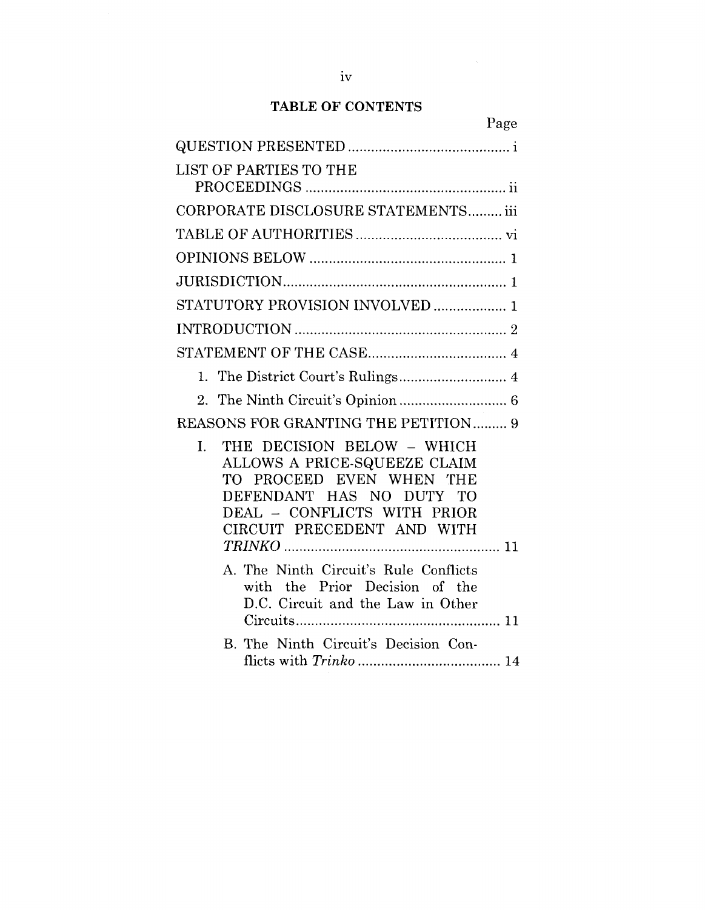## TABLE OF CONTENTS

| | Page |
|---|---|
| QUESTION PRESENTED | i |
| LIST OF PARTIES TO THE PROCEEDINGS | ii |
| CORPORATE DISCLOSURE STATEMENTS | iii |
| TABLE OF AUTHORITIES | vi |
| OPINIONS BELOW | 1 |
| JURISDICTION | 1 |
| STATUTORY PROVISION INVOLVED | 1 |
| INTRODUCTION | 2 |
| STATEMENT OF THE CASE | 4 |
| 1. The District Court's Rulings | 4 |
| 2. The Ninth Circuit's Opinion | 6 |
| REASONS FOR GRANTING THE PETITION | 9 |
| I. THE DECISION BELOW – WHICH ALLOWS A PRICE-SQUEEZE CLAIM TO PROCEED EVEN WHEN THE DEFENDANT HAS NO DUTY TO DEAL – CONFLICTS WITH PRIOR CIRCUIT PRECEDENT AND WITH *TRINKO* | 11 |
| A. The Ninth Circuit's Rule Conflicts with the Prior Decision of the D.C. Circuit and the Law in Other Circuits | 11 |
| B. The Ninth Circuit's Decision Conflicts with *Trinko* | 14 |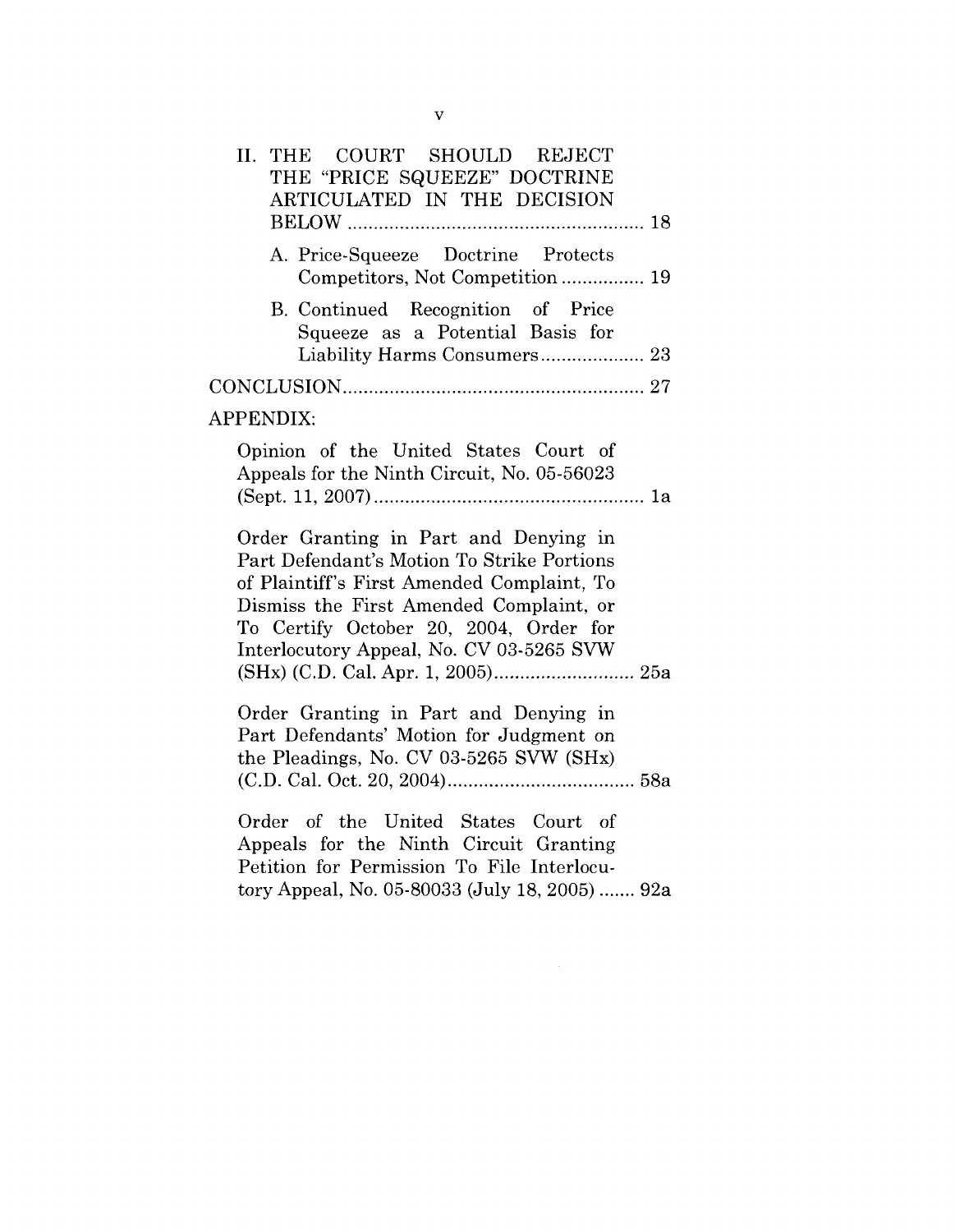II. THE COURT SHOULD REJECT THE "PRICE SQUEEZE" DOCTRINE ARTICULATED IN THE DECISION BELOW ........................................................ 18

A. Price-Squeeze Doctrine Protects Competitors, Not Competition ................ 19

B. Continued Recognition of Price Squeeze as a Potential Basis for Liability Harms Consumers .................... 23

CONCLUSION .......................................................... 27

APPENDIX:

Opinion of the United States Court of Appeals for the Ninth Circuit, No. 05-56023 (Sept. 11, 2007) .................................................... 1a

Order Granting in Part and Denying in Part Defendant's Motion To Strike Portions of Plaintiff's First Amended Complaint, To Dismiss the First Amended Complaint, or To Certify October 20, 2004, Order for Interlocutory Appeal, No. CV 03-5265 SVW (SHx) (C.D. Cal. Apr. 1, 2005) ........................... 25a

Order Granting in Part and Denying in Part Defendants' Motion for Judgment on the Pleadings, No. CV 03-5265 SVW (SHx) (C.D. Cal. Oct. 20, 2004) .................................... 58a

Order of the United States Court of Appeals for the Ninth Circuit Granting Petition for Permission To File Interlocutory Appeal, No. 05-80033 (July 18, 2005) ....... 92a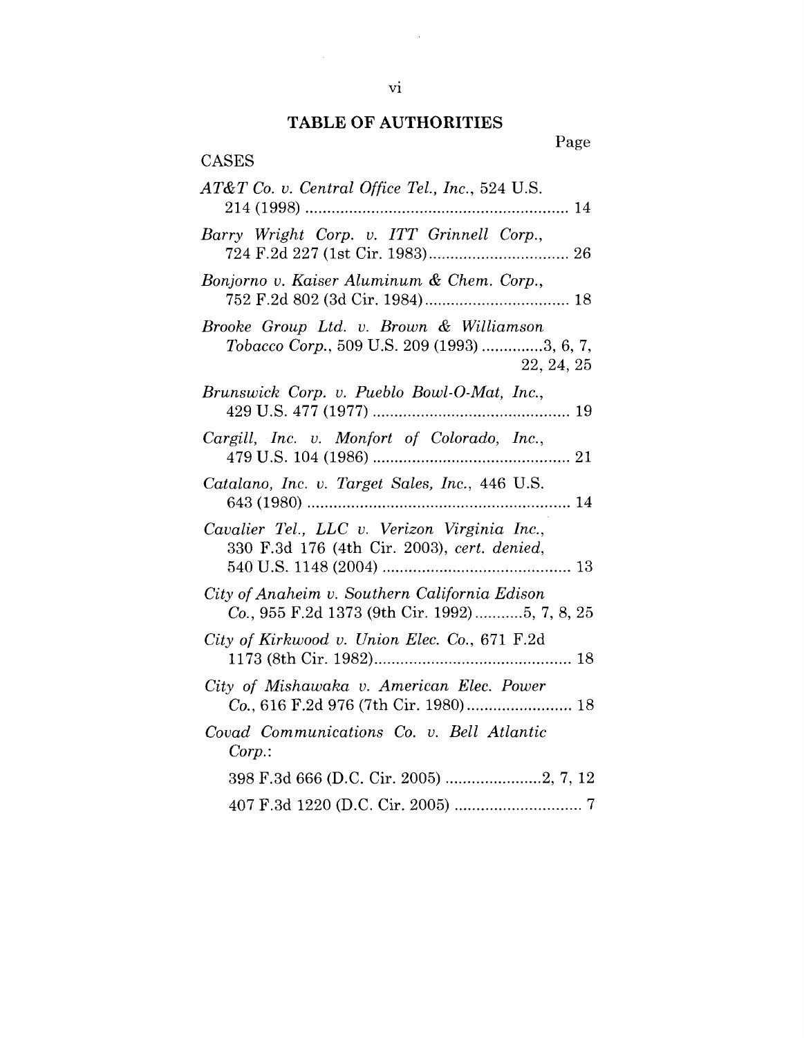## TABLE OF AUTHORITIES

Page

CASES

*AT&T Co. v. Central Office Tel., Inc.*, 524 U.S. 214 (1998) ........................................................ 14

*Barry Wright Corp. v. ITT Grinnell Corp.*, 724 F.2d 227 (1st Cir. 1983)................................ 26

*Bonjorno v. Kaiser Aluminum & Chem. Corp.*, 752 F.2d 802 (3d Cir. 1984)................................. 18

*Brooke Group Ltd. v. Brown & Williamson Tobacco Corp.*, 509 U.S. 209 (1993) ..............3, 6, 7, 22, 24, 25

*Brunswick Corp. v. Pueblo Bowl-O-Mat, Inc.*, 429 U.S. 477 (1977) ............................................ 19

*Cargill, Inc. v. Monfort of Colorado, Inc.*, 479 U.S. 104 (1986) ............................................ 21

*Catalano, Inc. v. Target Sales, Inc.*, 446 U.S. 643 (1980) ........................................................ 14

*Cavalier Tel., LLC v. Verizon Virginia Inc.*, 330 F.3d 176 (4th Cir. 2003), *cert. denied*, 540 U.S. 1148 (2004) ........................................... 13

*City of Anaheim v. Southern California Edison Co.*, 955 F.2d 1373 (9th Cir. 1992)...........5, 7, 8, 25

*City of Kirkwood v. Union Elec. Co.*, 671 F.2d 1173 (8th Cir. 1982)............................................. 18

*City of Mishawaka v. American Elec. Power Co.*, 616 F.2d 976 (7th Cir. 1980)........................ 18

*Covad Communications Co. v. Bell Atlantic Corp.*:

398 F.3d 666 (D.C. Cir. 2005) ......................2, 7, 12

407 F.3d 1220 (D.C. Cir. 2005) ............................. 7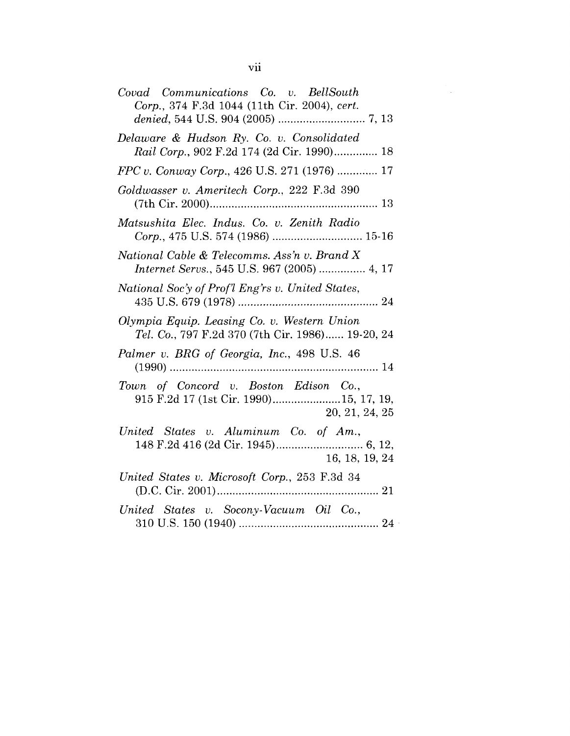*Covad Communications Co. v. BellSouth Corp.*, 374 F.3d 1044 (11th Cir. 2004), *cert. denied*, 544 U.S. 904 (2005) ............................ 7, 13

*Delaware & Hudson Ry. Co. v. Consolidated Rail Corp.*, 902 F.2d 174 (2d Cir. 1990).............. 18

*FPC v. Conway Corp.*, 426 U.S. 271 (1976) ............. 17

*Goldwasser v. Ameritech Corp.*, 222 F.3d 390 (7th Cir. 2000)...................................................... 13

*Matsushita Elec. Indus. Co. v. Zenith Radio Corp.*, 475 U.S. 574 (1986) ............................. 15-16

*National Cable & Telecomms. Ass'n v. Brand X Internet Servs.*, 545 U.S. 967 (2005) ............... 4, 17

*National Soc'y of Prof'l Eng'rs v. United States*, 435 U.S. 679 (1978) ............................................. 24

*Olympia Equip. Leasing Co. v. Western Union Tel. Co.*, 797 F.2d 370 (7th Cir. 1986)...... 19-20, 24

*Palmer v. BRG of Georgia, Inc.*, 498 U.S. 46 (1990) ................................................................... 14

*Town of Concord v. Boston Edison Co.*, 915 F.2d 17 (1st Cir. 1990)......................15, 17, 19, 20, 21, 24, 25

*United States v. Aluminum Co. of Am.*, 148 F.2d 416 (2d Cir. 1945)............................ 6, 12, 16, 18, 19, 24

*United States v. Microsoft Corp.*, 253 F.3d 34 (D.C. Cir. 2001).................................................... 21

*United States v. Socony-Vacuum Oil Co.*, 310 U.S. 150 (1940) ............................................. 24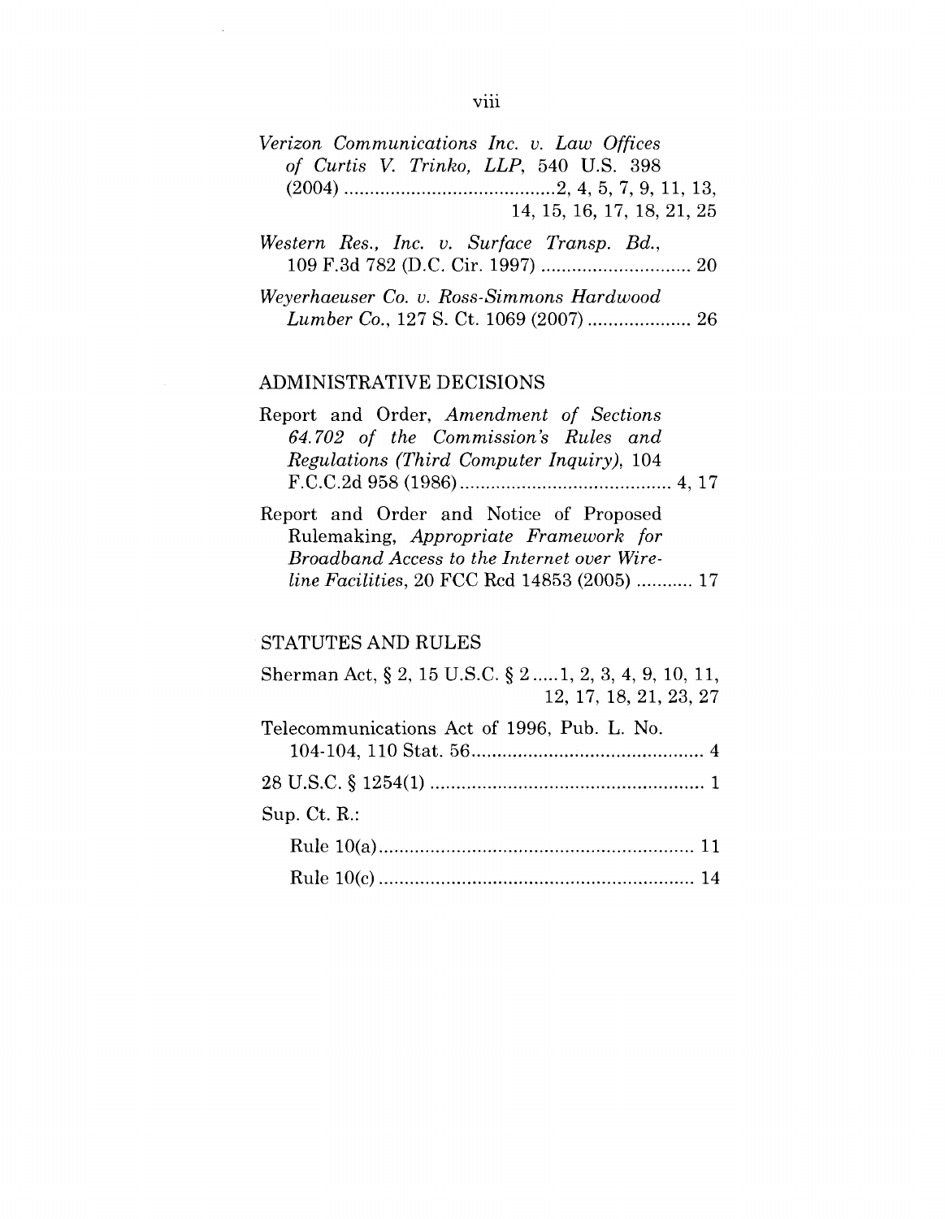*Verizon Communications Inc. v. Law Offices of Curtis V. Trinko, LLP*, 540 U.S. 398 (2004) .......................................2, 4, 5, 7, 9, 11, 13, 14, 15, 16, 17, 18, 21, 25

*Western Res., Inc. v. Surface Transp. Bd.*, 109 F.3d 782 (D.C. Cir. 1997) ............................ 20

*Weyerhaeuser Co. v. Ross-Simmons Hardwood Lumber Co.*, 127 S. Ct. 1069 (2007) .................... 26

## ADMINISTRATIVE DECISIONS

Report and Order, *Amendment of Sections 64.702 of the Commission's Rules and Regulations (Third Computer Inquiry)*, 104 F.C.C.2d 958 (1986)......................................... 4, 17

Report and Order and Notice of Proposed Rulemaking, *Appropriate Framework for Broadband Access to the Internet over Wireline Facilities*, 20 FCC Rcd 14853 (2005) ........... 17

## STATUTES AND RULES

Sherman Act, § 2, 15 U.S.C. § 2 .....1, 2, 3, 4, 9, 10, 11, 12, 17, 18, 21, 23, 27

Telecommunications Act of 1996, Pub. L. No. 104-104, 110 Stat. 56............................................. 4

28 U.S.C. § 1254(1) ..................................................... 1

Sup. Ct. R.:

- Rule 10(a)............................................................. 11
- Rule 10(c) ............................................................. 14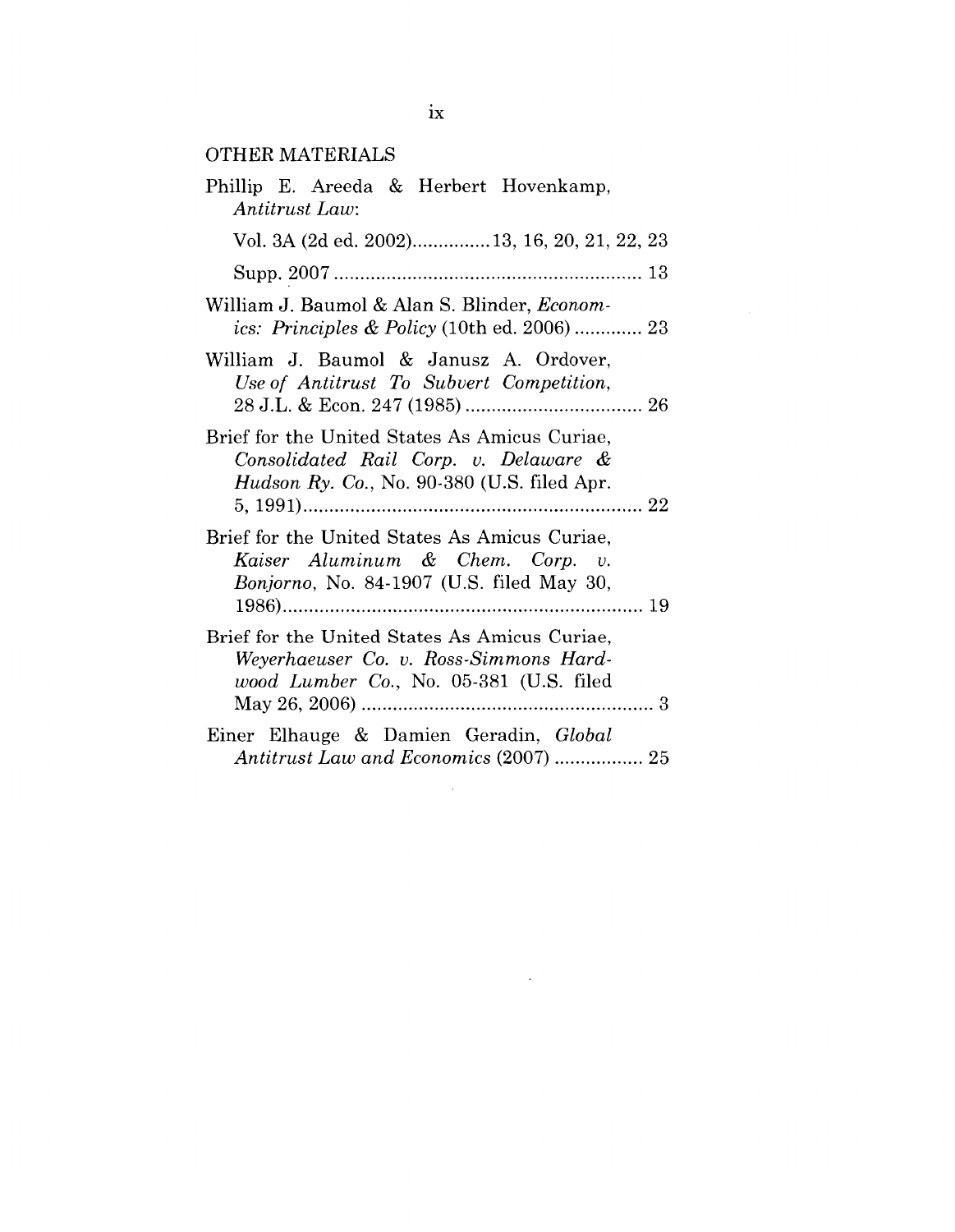## OTHER MATERIALS

Phillip E. Areeda & Herbert Hovenkamp, *Antitrust Law*:

Vol. 3A (2d ed. 2002)............... 13, 16, 20, 21, 22, 23

Supp. 2007 ........................................................... 13

William J. Baumol & Alan S. Blinder, *Economics: Principles & Policy* (10th ed. 2006) ............. 23

William J. Baumol & Janusz A. Ordover, *Use of Antitrust To Subvert Competition*, 28 J.L. & Econ. 247 (1985) .................................. 26

Brief for the United States As Amicus Curiae, *Consolidated Rail Corp. v. Delaware & Hudson Ry. Co.*, No. 90-380 (U.S. filed Apr. 5, 1991) ................................................................. 22

Brief for the United States As Amicus Curiae, *Kaiser Aluminum & Chem. Corp. v. Bonjorno*, No. 84-1907 (U.S. filed May 30, 1986) ..................................................................... 19

Brief for the United States As Amicus Curiae, *Weyerhaeuser Co. v. Ross-Simmons Hardwood Lumber Co.*, No. 05-381 (U.S. filed May 26, 2006) ........................................................ 3

Einer Elhauge & Damien Geradin, *Global Antitrust Law and Economics* (2007) ................. 25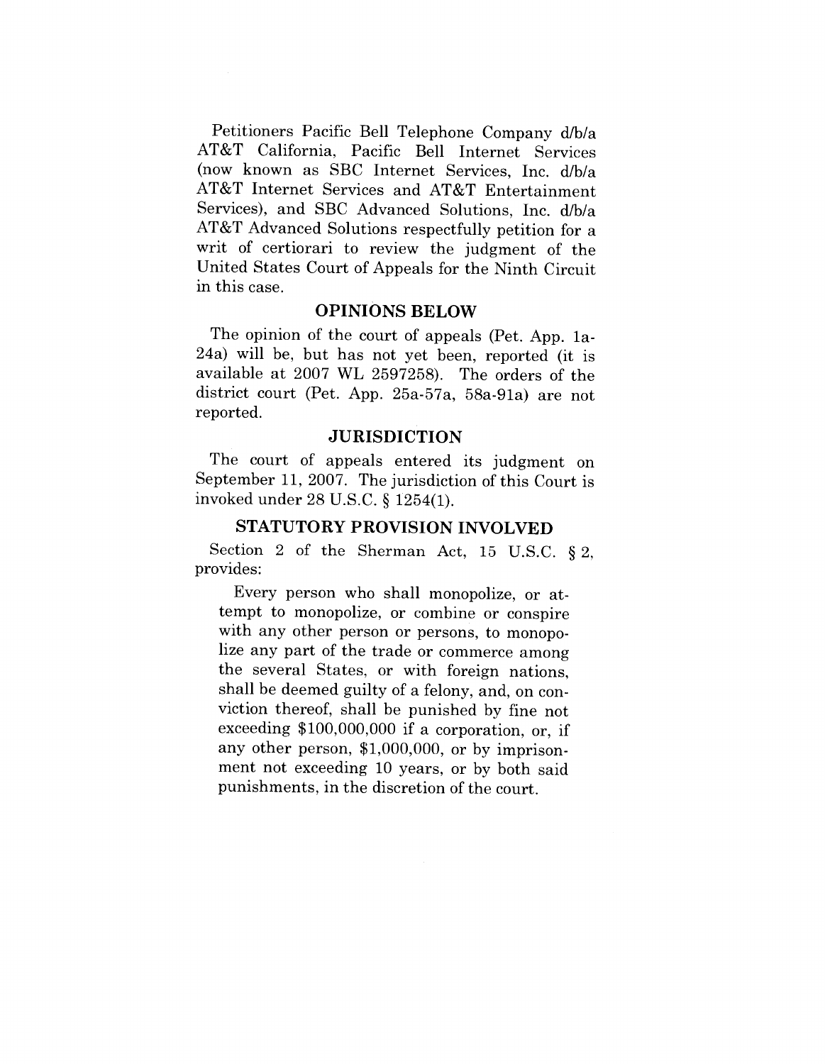Petitioners Pacific Bell Telephone Company d/b/a AT&T California, Pacific Bell Internet Services (now known as SBC Internet Services, Inc. d/b/a AT&T Internet Services and AT&T Entertainment Services), and SBC Advanced Solutions, Inc. d/b/a AT&T Advanced Solutions respectfully petition for a writ of certiorari to review the judgment of the United States Court of Appeals for the Ninth Circuit in this case.

## OPINIONS BELOW

The opinion of the court of appeals (Pet. App. 1a-24a) will be, but has not yet been, reported (it is available at 2007 WL 2597258). The orders of the district court (Pet. App. 25a-57a, 58a-91a) are not reported.

## JURISDICTION

The court of appeals entered its judgment on September 11, 2007. The jurisdiction of this Court is invoked under 28 U.S.C. § 1254(1).

## STATUTORY PROVISION INVOLVED

Section 2 of the Sherman Act, 15 U.S.C. § 2, provides:

> Every person who shall monopolize, or attempt to monopolize, or combine or conspire with any other person or persons, to monopolize any part of the trade or commerce among the several States, or with foreign nations, shall be deemed guilty of a felony, and, on conviction thereof, shall be punished by fine not exceeding $100,000,000 if a corporation, or, if any other person, $1,000,000, or by imprisonment not exceeding 10 years, or by both said punishments, in the discretion of the court.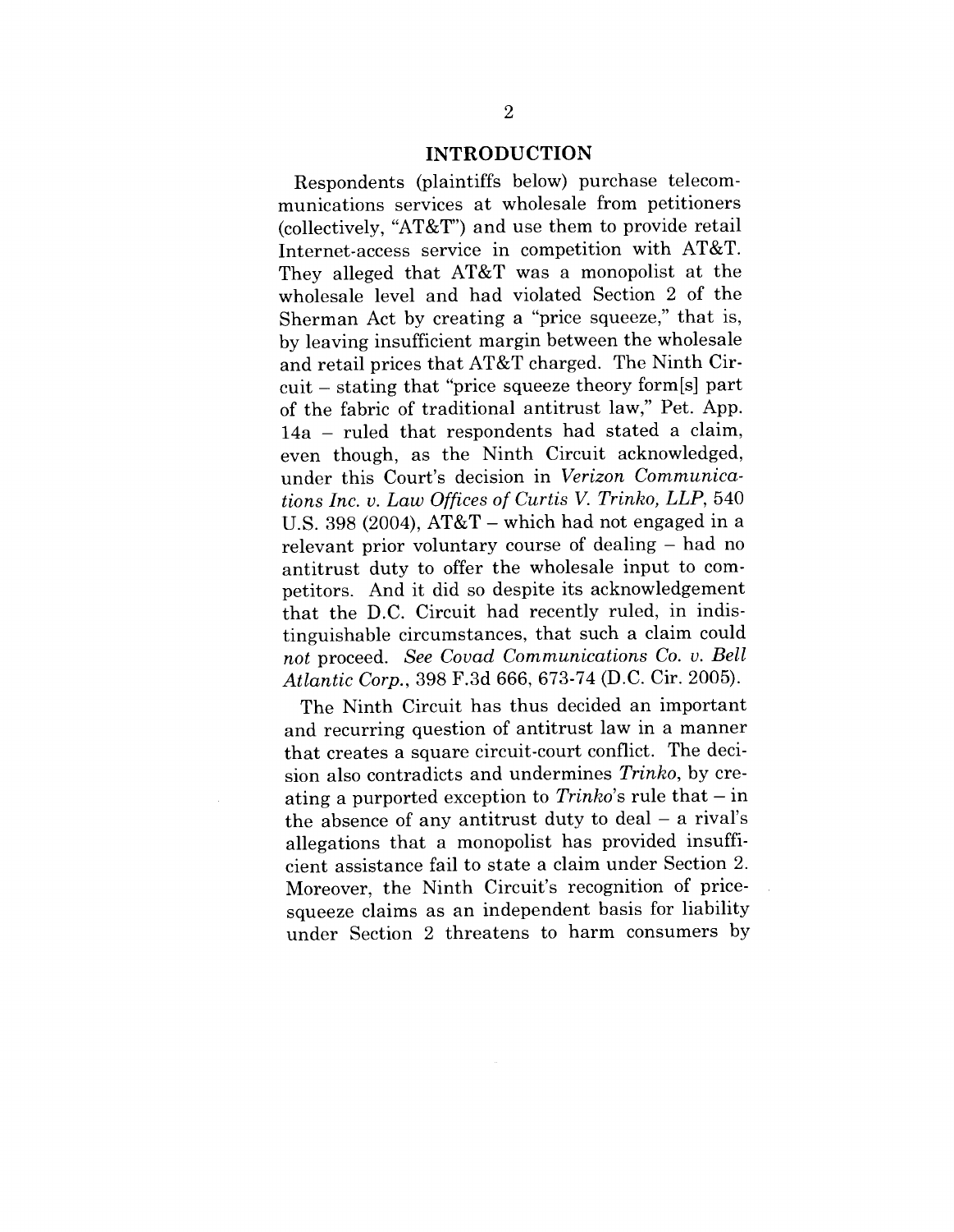## INTRODUCTION

Respondents (plaintiffs below) purchase telecommunications services at wholesale from petitioners (collectively, "AT&T") and use them to provide retail Internet-access service in competition with AT&T. They alleged that AT&T was a monopolist at the wholesale level and had violated Section 2 of the Sherman Act by creating a "price squeeze," that is, by leaving insufficient margin between the wholesale and retail prices that AT&T charged. The Ninth Circuit – stating that "price squeeze theory form[s] part of the fabric of traditional antitrust law," Pet. App. 14a – ruled that respondents had stated a claim, even though, as the Ninth Circuit acknowledged, under this Court's decision in *Verizon Communications Inc. v. Law Offices of Curtis V. Trinko, LLP*, 540 U.S. 398 (2004), AT&T – which had not engaged in a relevant prior voluntary course of dealing – had no antitrust duty to offer the wholesale input to competitors. And it did so despite its acknowledgement that the D.C. Circuit had recently ruled, in indistinguishable circumstances, that such a claim could *not* proceed. *See Covad Communications Co. v. Bell Atlantic Corp.*, 398 F.3d 666, 673-74 (D.C. Cir. 2005).

The Ninth Circuit has thus decided an important and recurring question of antitrust law in a manner that creates a square circuit-court conflict. The decision also contradicts and undermines *Trinko*, by creating a purported exception to *Trinko*'s rule that – in the absence of any antitrust duty to deal – a rival's allegations that a monopolist has provided insufficient assistance fail to state a claim under Section 2. Moreover, the Ninth Circuit's recognition of price-squeeze claims as an independent basis for liability under Section 2 threatens to harm consumers by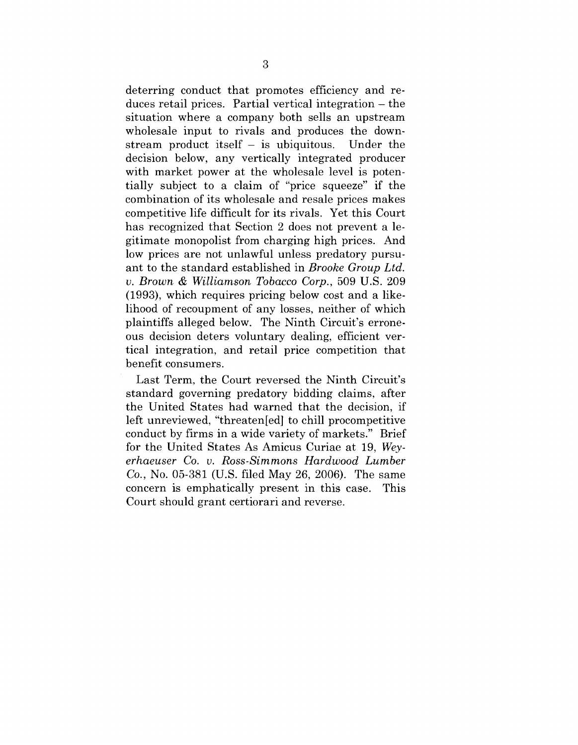deterring conduct that promotes efficiency and reduces retail prices. Partial vertical integration – the situation where a company both sells an upstream wholesale input to rivals and produces the downstream product itself – is ubiquitous. Under the decision below, any vertically integrated producer with market power at the wholesale level is potentially subject to a claim of "price squeeze" if the combination of its wholesale and resale prices makes competitive life difficult for its rivals. Yet this Court has recognized that Section 2 does not prevent a legitimate monopolist from charging high prices. And low prices are not unlawful unless predatory pursuant to the standard established in *Brooke Group Ltd. v. Brown & Williamson Tobacco Corp.*, 509 U.S. 209 (1993), which requires pricing below cost and a likelihood of recoupment of any losses, neither of which plaintiffs alleged below. The Ninth Circuit's erroneous decision deters voluntary dealing, efficient vertical integration, and retail price competition that benefit consumers.

Last Term, the Court reversed the Ninth Circuit's standard governing predatory bidding claims, after the United States had warned that the decision, if left unreviewed, "threaten[ed] to chill procompetitive conduct by firms in a wide variety of markets." Brief for the United States As Amicus Curiae at 19, *Weyerhaeuser Co. v. Ross-Simmons Hardwood Lumber Co.*, No. 05-381 (U.S. filed May 26, 2006). The same concern is emphatically present in this case. This Court should grant certiorari and reverse.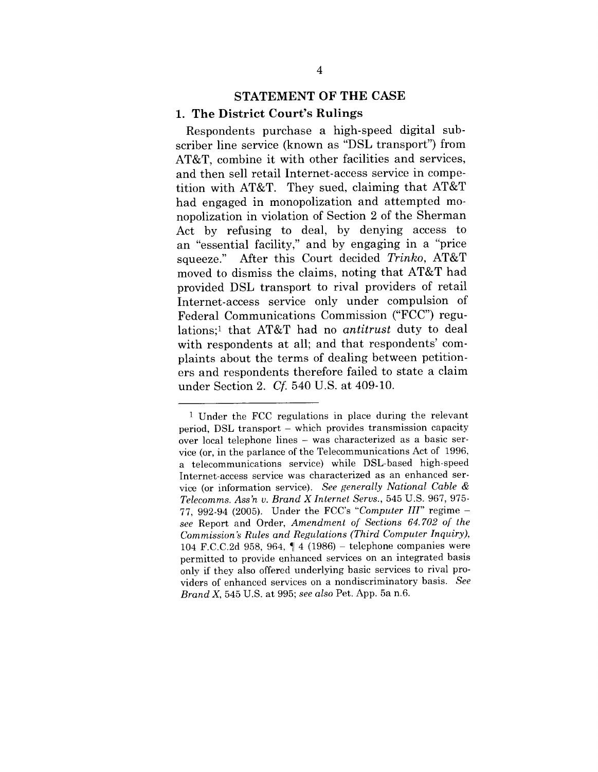## STATEMENT OF THE CASE

### 1. The District Court's Rulings

Respondents purchase a high-speed digital subscriber line service (known as "DSL transport") from AT&T, combine it with other facilities and services, and then sell retail Internet-access service in competition with AT&T. They sued, claiming that AT&T had engaged in monopolization and attempted monopolization in violation of Section 2 of the Sherman Act by refusing to deal, by denying access to an "essential facility," and by engaging in a "price squeeze." After this Court decided *Trinko*, AT&T moved to dismiss the claims, noting that AT&T had provided DSL transport to rival providers of retail Internet-access service only under compulsion of Federal Communications Commission ("FCC") regulations;[1] that AT&T had no *antitrust* duty to deal with respondents at all; and that respondents' complaints about the terms of dealing between petitioners and respondents therefore failed to state a claim under Section 2. *Cf.* 540 U.S. at 409-10.

---

[1] Under the FCC regulations in place during the relevant period, DSL transport – which provides transmission capacity over local telephone lines – was characterized as a basic service (or, in the parlance of the Telecommunications Act of 1996, a telecommunications service) while DSL-based high-speed Internet-access service was characterized as an enhanced service (or information service). *See generally National Cable & Telecomms. Ass'n v. Brand X Internet Servs.*, 545 U.S. 967, 975-77, 992-94 (2005). Under the FCC's "*Computer III*" regime – *see* Report and Order, *Amendment of Sections 64.702 of the Commission's Rules and Regulations (Third Computer Inquiry)*, 104 F.C.C.2d 958, 964, ¶ 4 (1986) – telephone companies were permitted to provide enhanced services on an integrated basis only if they also offered underlying basic services to rival providers of enhanced services on a nondiscriminatory basis. *See Brand X*, 545 U.S. at 995; *see also* Pet. App. 5a n.6.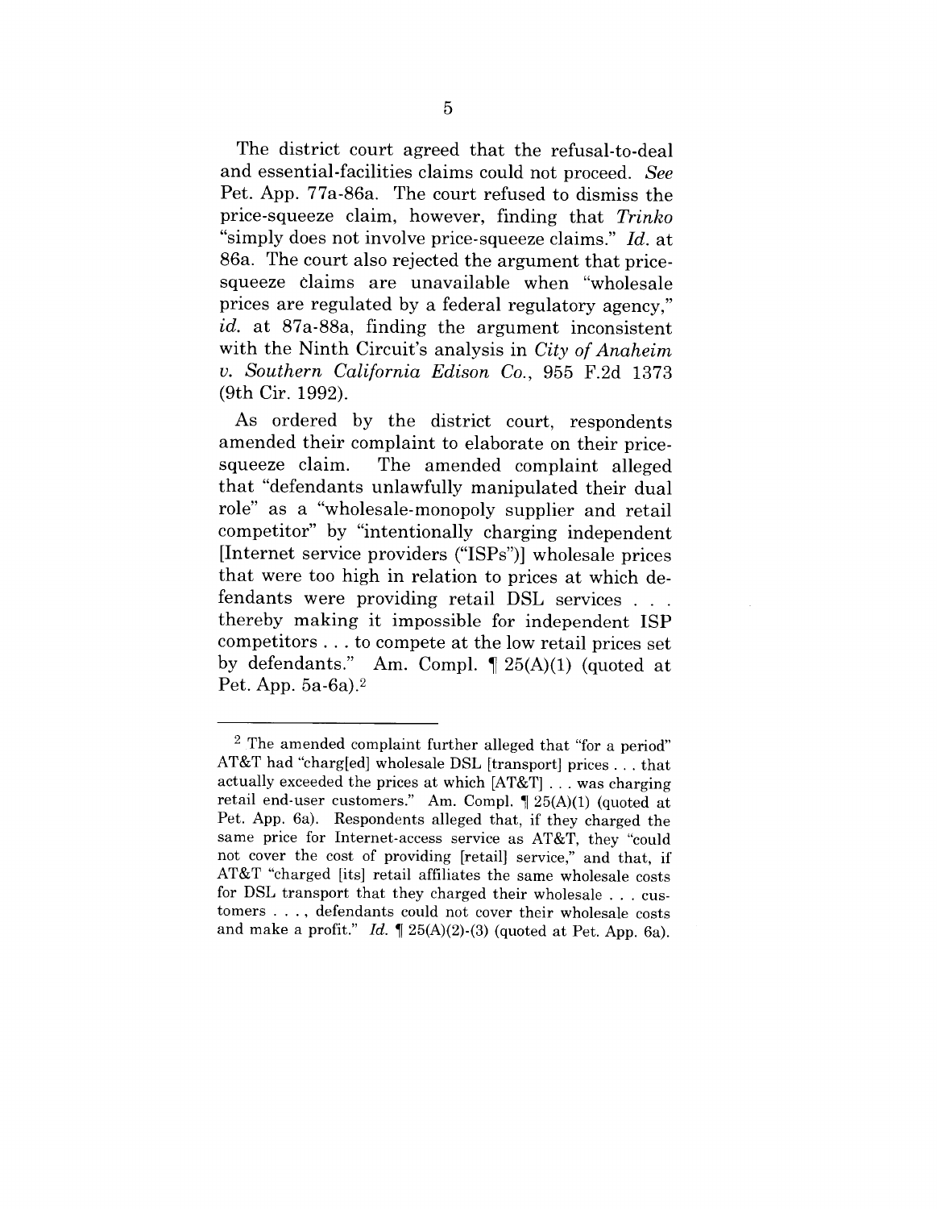The district court agreed that the refusal-to-deal and essential-facilities claims could not proceed. *See* Pet. App. 77a-86a. The court refused to dismiss the price-squeeze claim, however, finding that *Trinko* "simply does not involve price-squeeze claims." *Id.* at 86a. The court also rejected the argument that price-squeeze claims are unavailable when "wholesale prices are regulated by a federal regulatory agency," *id.* at 87a-88a, finding the argument inconsistent with the Ninth Circuit's analysis in *City of Anaheim v. Southern California Edison Co.*, 955 F.2d 1373 (9th Cir. 1992).

As ordered by the district court, respondents amended their complaint to elaborate on their price-squeeze claim. The amended complaint alleged that "defendants unlawfully manipulated their dual role" as a "wholesale-monopoly supplier and retail competitor" by "intentionally charging independent [Internet service providers ("ISPs")] wholesale prices that were too high in relation to prices at which defendants were providing retail DSL services . . . thereby making it impossible for independent ISP competitors . . . to compete at the low retail prices set by defendants." Am. Compl. ¶ 25(A)(1) (quoted at Pet. App. 5a-6a).[2]

---

[2] The amended complaint further alleged that "for a period" AT&T had "charg[ed] wholesale DSL [transport] prices . . . that actually exceeded the prices at which [AT&T] . . . was charging retail end-user customers." Am. Compl. ¶ 25(A)(1) (quoted at Pet. App. 6a). Respondents alleged that, if they charged the same price for Internet-access service as AT&T, they "could not cover the cost of providing [retail] service," and that, if AT&T "charged [its] retail affiliates the same wholesale costs for DSL transport that they charged their wholesale . . . customers . . . , defendants could not cover their wholesale costs and make a profit." *Id.* ¶ 25(A)(2)-(3) (quoted at Pet. App. 6a).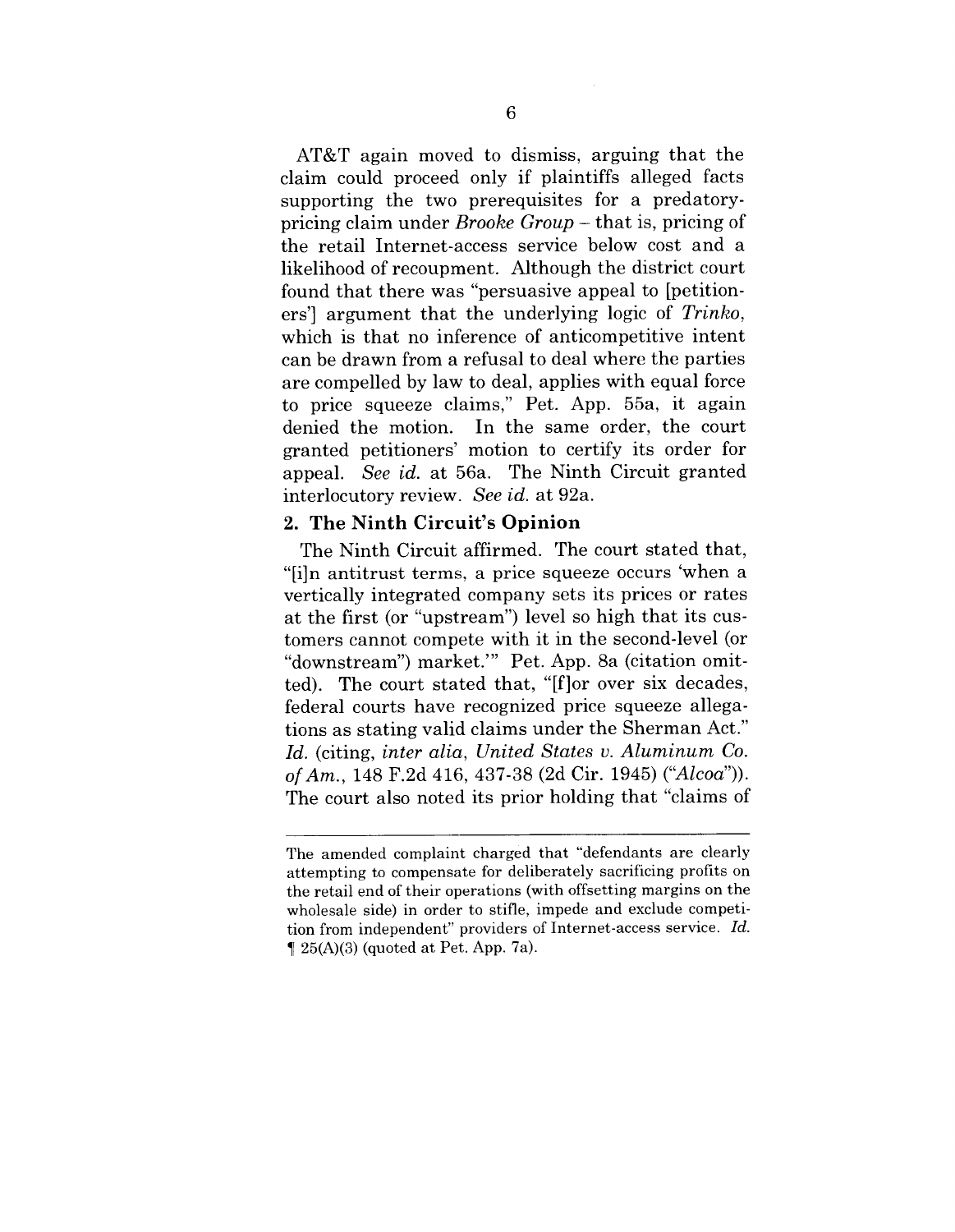AT&T again moved to dismiss, arguing that the claim could proceed only if plaintiffs alleged facts supporting the two prerequisites for a predatory-pricing claim under *Brooke Group* – that is, pricing of the retail Internet-access service below cost and a likelihood of recoupment. Although the district court found that there was "persuasive appeal to [petitioners'] argument that the underlying logic of *Trinko*, which is that no inference of anticompetitive intent can be drawn from a refusal to deal where the parties are compelled by law to deal, applies with equal force to price squeeze claims," Pet. App. 55a, it again denied the motion. In the same order, the court granted petitioners' motion to certify its order for appeal. *See id.* at 56a. The Ninth Circuit granted interlocutory review. *See id.* at 92a.

### 2. The Ninth Circuit's Opinion

The Ninth Circuit affirmed. The court stated that, "[i]n antitrust terms, a price squeeze occurs 'when a vertically integrated company sets its prices or rates at the first (or "upstream") level so high that its customers cannot compete with it in the second-level (or "downstream") market.'" Pet. App. 8a (citation omitted). The court stated that, "[f]or over six decades, federal courts have recognized price squeeze allegations as stating valid claims under the Sherman Act." *Id.* (citing, *inter alia*, *United States v. Aluminum Co. of Am.*, 148 F.2d 416, 437-38 (2d Cir. 1945) ("*Alcoa*")). The court also noted its prior holding that "claims of

---

The amended complaint charged that "defendants are clearly attempting to compensate for deliberately sacrificing profits on the retail end of their operations (with offsetting margins on the wholesale side) in order to stifle, impede and exclude competition from independent" providers of Internet-access service. *Id.* ¶ 25(A)(3) (quoted at Pet. App. 7a).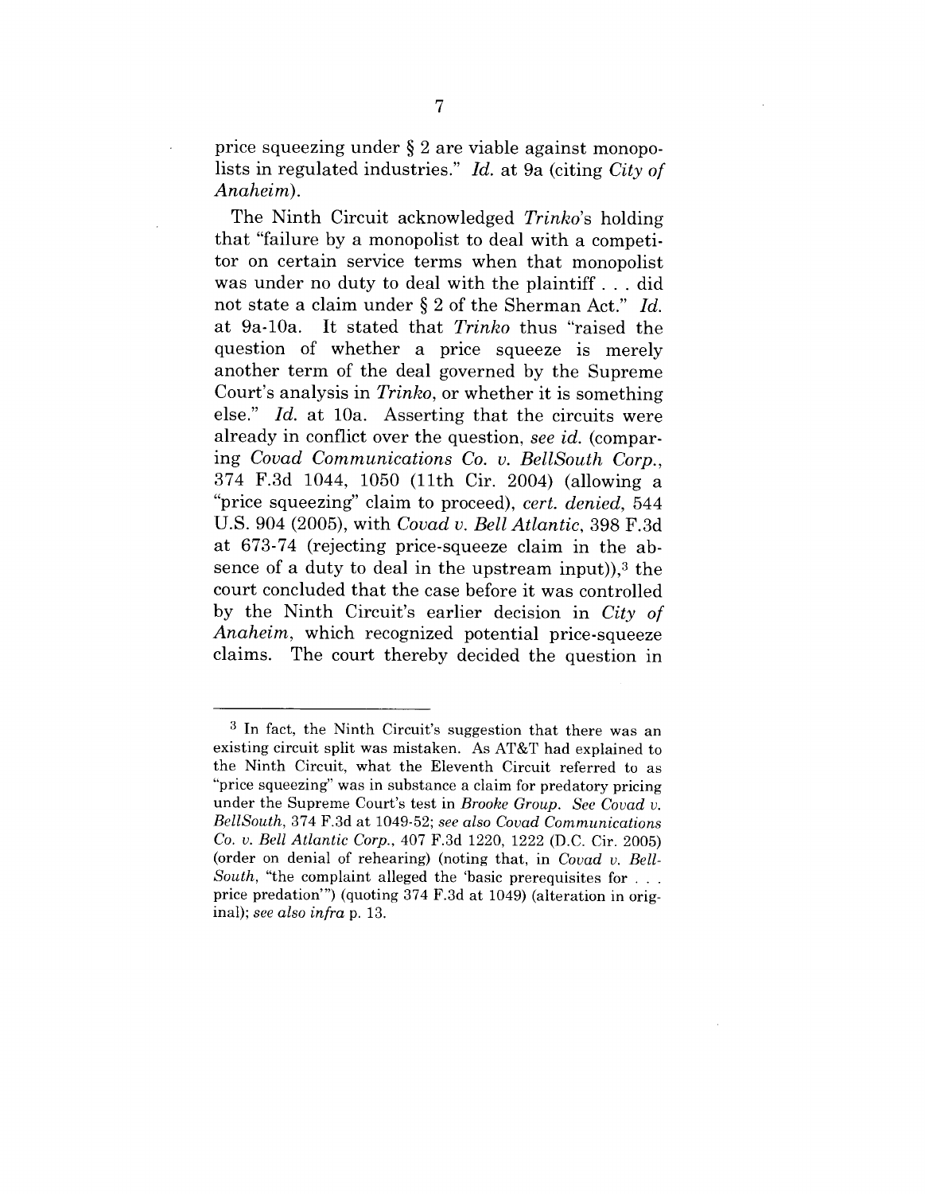price squeezing under § 2 are viable against monopolists in regulated industries." *Id.* at 9a (citing *City of Anaheim*).

The Ninth Circuit acknowledged *Trinko*'s holding that "failure by a monopolist to deal with a competitor on certain service terms when that monopolist was under no duty to deal with the plaintiff . . . did not state a claim under § 2 of the Sherman Act." *Id.* at 9a-10a. It stated that *Trinko* thus "raised the question of whether a price squeeze is merely another term of the deal governed by the Supreme Court's analysis in *Trinko*, or whether it is something else." *Id.* at 10a. Asserting that the circuits were already in conflict over the question, *see id.* (comparing *Covad Communications Co. v. BellSouth Corp.*, 374 F.3d 1044, 1050 (11th Cir. 2004) (allowing a "price squeezing" claim to proceed), *cert. denied*, 544 U.S. 904 (2005), with *Covad v. Bell Atlantic*, 398 F.3d at 673-74 (rejecting price-squeeze claim in the absence of a duty to deal in the upstream input)),[3] the court concluded that the case before it was controlled by the Ninth Circuit's earlier decision in *City of Anaheim*, which recognized potential price-squeeze claims. The court thereby decided the question in

---

[3] In fact, the Ninth Circuit's suggestion that there was an existing circuit split was mistaken. As AT&T had explained to the Ninth Circuit, what the Eleventh Circuit referred to as "price squeezing" was in substance a claim for predatory pricing under the Supreme Court's test in *Brooke Group*. *See Covad v. BellSouth*, 374 F.3d at 1049-52; *see also Covad Communications Co. v. Bell Atlantic Corp.*, 407 F.3d 1220, 1222 (D.C. Cir. 2005) (order on denial of rehearing) (noting that, in *Covad v. BellSouth*, "the complaint alleged the 'basic prerequisites for . . . price predation'") (quoting 374 F.3d at 1049) (alteration in original); *see also infra* p. 13.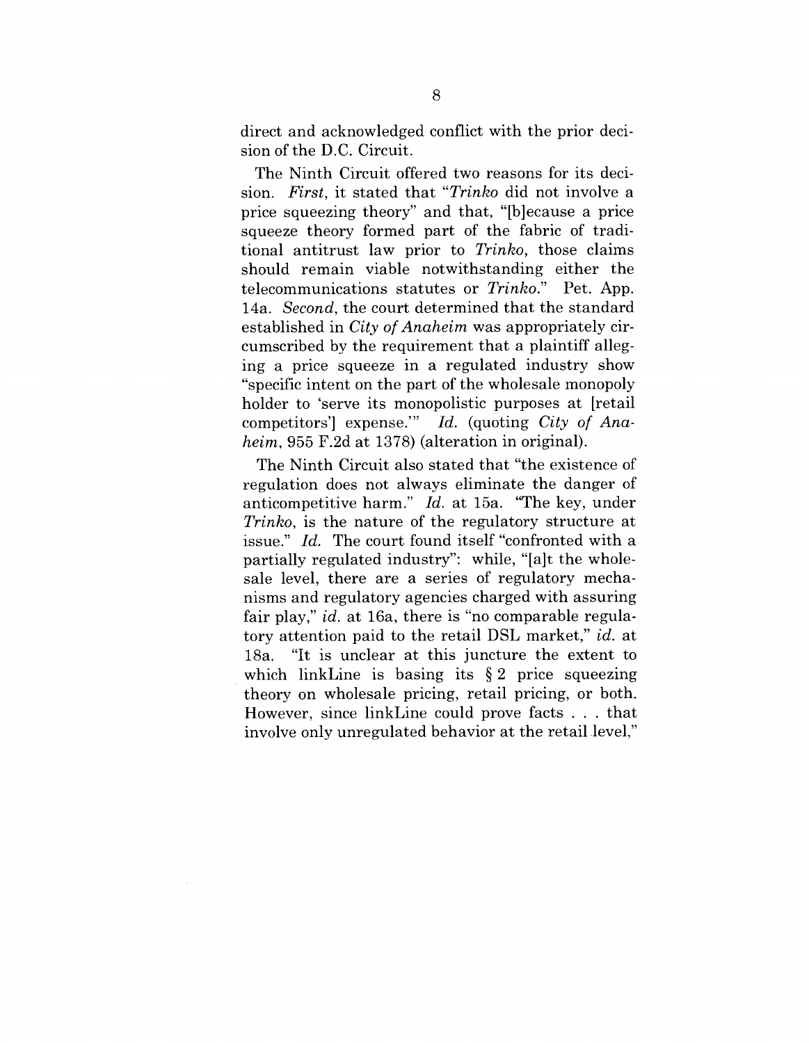direct and acknowledged conflict with the prior decision of the D.C. Circuit.

The Ninth Circuit offered two reasons for its decision. *First*, it stated that "*Trinko* did not involve a price squeezing theory" and that, "[b]ecause a price squeeze theory formed part of the fabric of traditional antitrust law prior to *Trinko*, those claims should remain viable notwithstanding either the telecommunications statutes or *Trinko*." Pet. App. 14a. *Second*, the court determined that the standard established in *City of Anaheim* was appropriately circumscribed by the requirement that a plaintiff alleging a price squeeze in a regulated industry show "specific intent on the part of the wholesale monopoly holder to 'serve its monopolistic purposes at [retail competitors'] expense.'" *Id.* (quoting *City of Anaheim*, 955 F.2d at 1378) (alteration in original).

The Ninth Circuit also stated that "the existence of regulation does not always eliminate the danger of anticompetitive harm." *Id.* at 15a. "The key, under *Trinko*, is the nature of the regulatory structure at issue." *Id.* The court found itself "confronted with a partially regulated industry": while, "[a]t the wholesale level, there are a series of regulatory mechanisms and regulatory agencies charged with assuring fair play," *id.* at 16a, there is "no comparable regulatory attention paid to the retail DSL market," *id.* at 18a. "It is unclear at this juncture the extent to which linkLine is basing its § 2 price squeezing theory on wholesale pricing, retail pricing, or both. However, since linkLine could prove facts . . . that involve only unregulated behavior at the retail level,"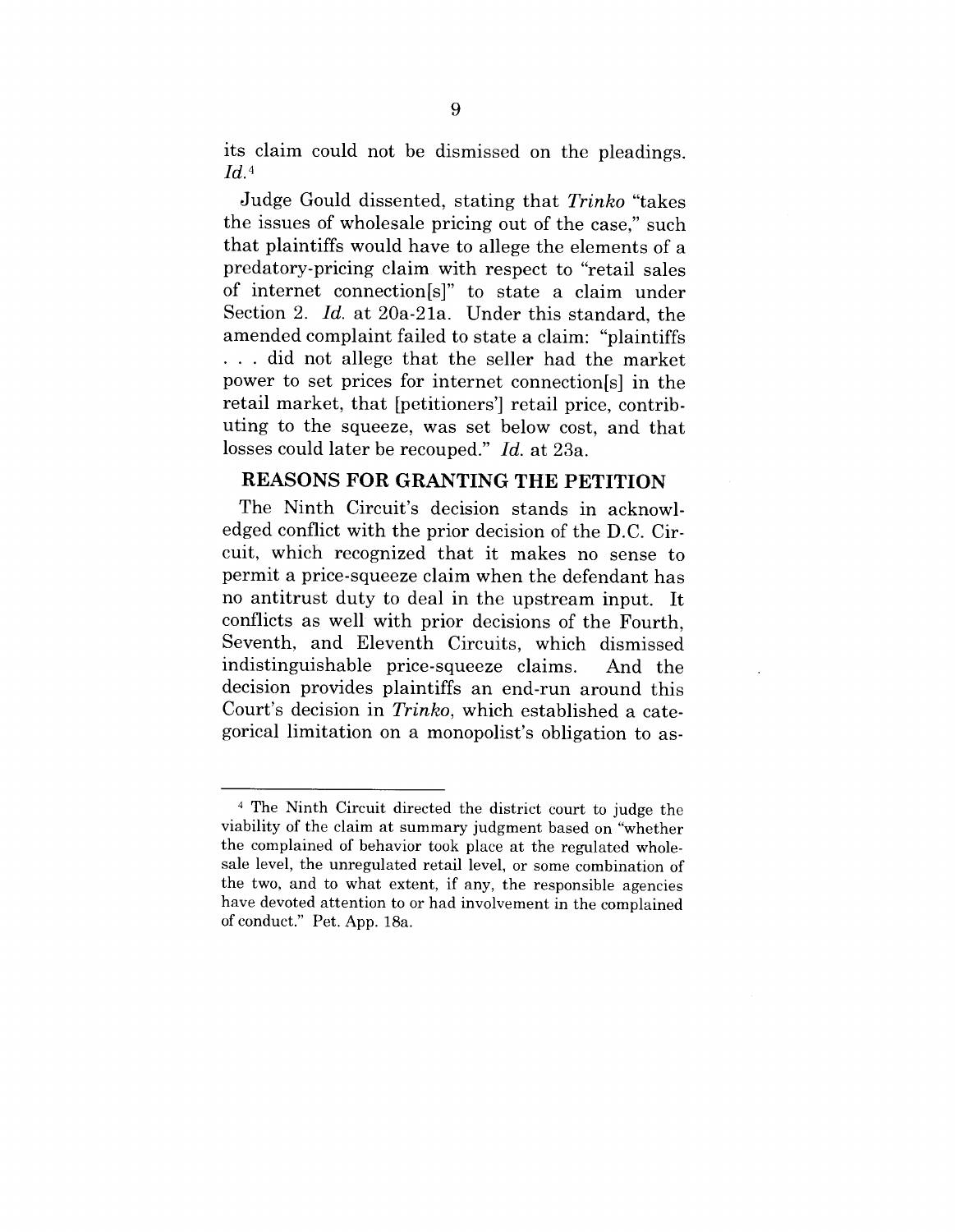its claim could not be dismissed on the pleadings. *Id.*[4]

Judge Gould dissented, stating that *Trinko* "takes the issues of wholesale pricing out of the case," such that plaintiffs would have to allege the elements of a predatory-pricing claim with respect to "retail sales of internet connection[s]" to state a claim under Section 2. *Id.* at 20a-21a. Under this standard, the amended complaint failed to state a claim: "plaintiffs . . . did not allege that the seller had the market power to set prices for internet connection[s] in the retail market, that [petitioners'] retail price, contributing to the squeeze, was set below cost, and that losses could later be recouped." *Id.* at 23a.

## REASONS FOR GRANTING THE PETITION

The Ninth Circuit's decision stands in acknowledged conflict with the prior decision of the D.C. Circuit, which recognized that it makes no sense to permit a price-squeeze claim when the defendant has no antitrust duty to deal in the upstream input. It conflicts as well with prior decisions of the Fourth, Seventh, and Eleventh Circuits, which dismissed indistinguishable price-squeeze claims. And the decision provides plaintiffs an end-run around this Court's decision in *Trinko*, which established a categorical limitation on a monopolist's obligation to as-

---

[4] The Ninth Circuit directed the district court to judge the viability of the claim at summary judgment based on "whether the complained of behavior took place at the regulated wholesale level, the unregulated retail level, or some combination of the two, and to what extent, if any, the responsible agencies have devoted attention to or had involvement in the complained of conduct." Pet. App. 18a.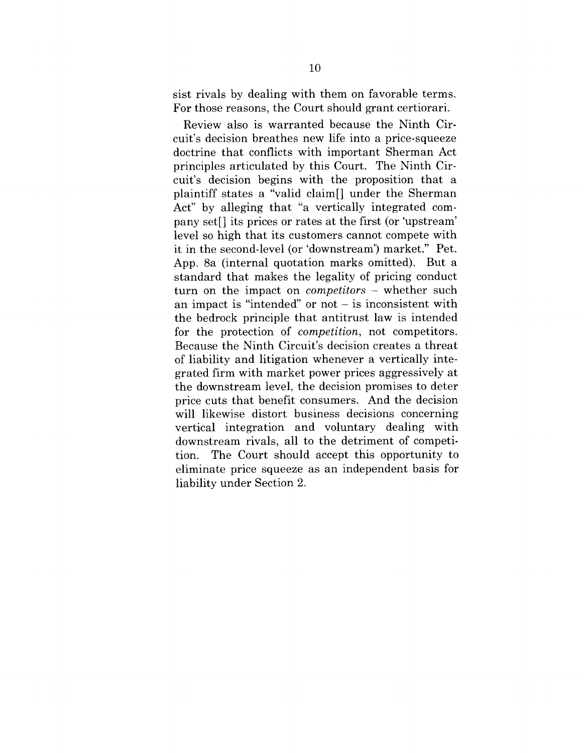sist rivals by dealing with them on favorable terms. For those reasons, the Court should grant certiorari.

Review also is warranted because the Ninth Circuit's decision breathes new life into a price-squeeze doctrine that conflicts with important Sherman Act principles articulated by this Court. The Ninth Circuit's decision begins with the proposition that a plaintiff states a "valid claim[] under the Sherman Act" by alleging that "a vertically integrated company set[] its prices or rates at the first (or 'upstream' level so high that its customers cannot compete with it in the second-level (or 'downstream') market." Pet. App. 8a (internal quotation marks omitted). But a standard that makes the legality of pricing conduct turn on the impact on *competitors* – whether such an impact is "intended" or not – is inconsistent with the bedrock principle that antitrust law is intended for the protection of *competition*, not competitors. Because the Ninth Circuit's decision creates a threat of liability and litigation whenever a vertically integrated firm with market power prices aggressively at the downstream level, the decision promises to deter price cuts that benefit consumers. And the decision will likewise distort business decisions concerning vertical integration and voluntary dealing with downstream rivals, all to the detriment of competition. The Court should accept this opportunity to eliminate price squeeze as an independent basis for liability under Section 2.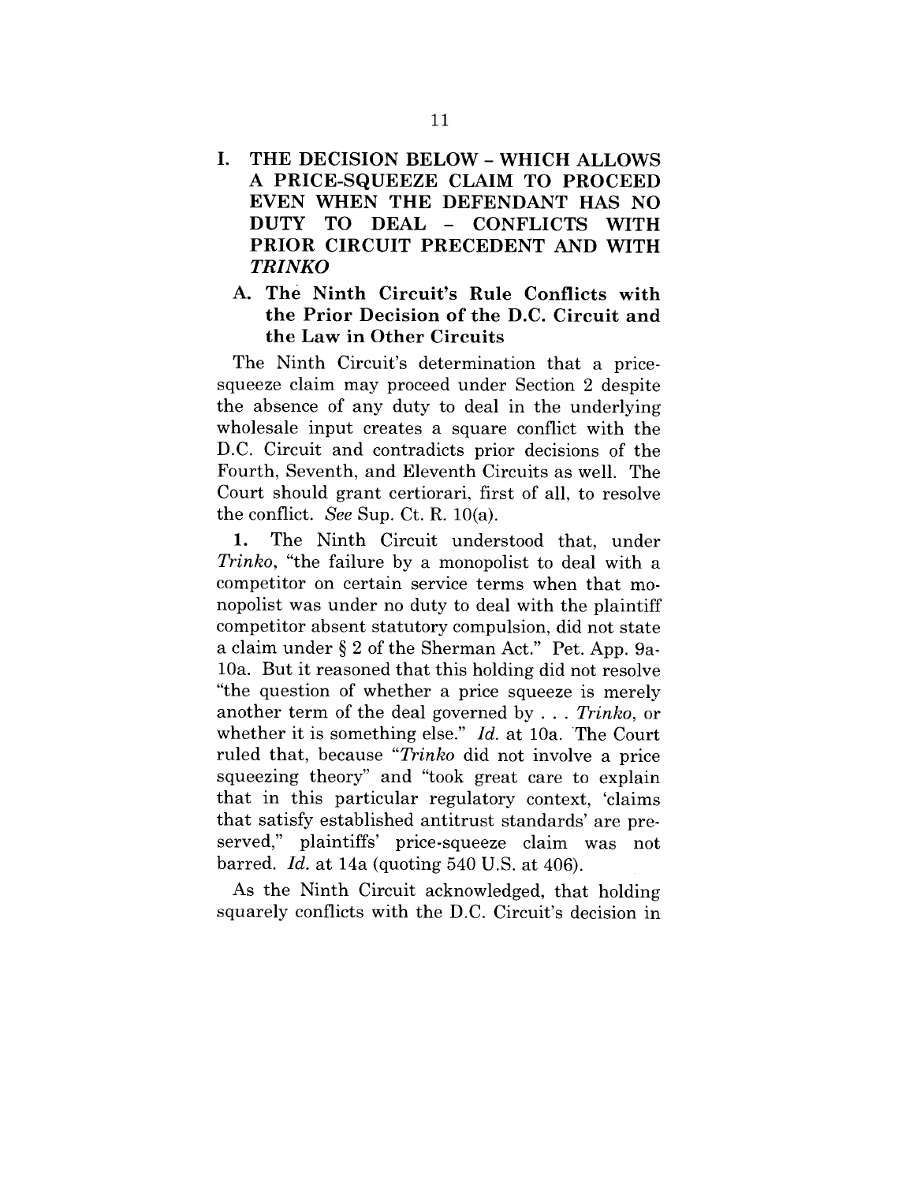# I. THE DECISION BELOW – WHICH ALLOWS A PRICE-SQUEEZE CLAIM TO PROCEED EVEN WHEN THE DEFENDANT HAS NO DUTY TO DEAL – CONFLICTS WITH PRIOR CIRCUIT PRECEDENT AND WITH *TRINKO*

## A. The Ninth Circuit's Rule Conflicts with the Prior Decision of the D.C. Circuit and the Law in Other Circuits

The Ninth Circuit's determination that a price-squeeze claim may proceed under Section 2 despite the absence of any duty to deal in the underlying wholesale input creates a square conflict with the D.C. Circuit and contradicts prior decisions of the Fourth, Seventh, and Eleventh Circuits as well. The Court should grant certiorari, first of all, to resolve the conflict. *See* Sup. Ct. R. 10(a).

**1.** The Ninth Circuit understood that, under *Trinko*, "the failure by a monopolist to deal with a competitor on certain service terms when that monopolist was under no duty to deal with the plaintiff competitor absent statutory compulsion, did not state a claim under § 2 of the Sherman Act." Pet. App. 9a-10a. But it reasoned that this holding did not resolve "the question of whether a price squeeze is merely another term of the deal governed by . . . *Trinko*, or whether it is something else." *Id.* at 10a. The Court ruled that, because "*Trinko* did not involve a price squeezing theory" and "took great care to explain that in this particular regulatory context, 'claims that satisfy established antitrust standards' are preserved," plaintiffs' price-squeeze claim was not barred. *Id.* at 14a (quoting 540 U.S. at 406).

As the Ninth Circuit acknowledged, that holding squarely conflicts with the D.C. Circuit's decision in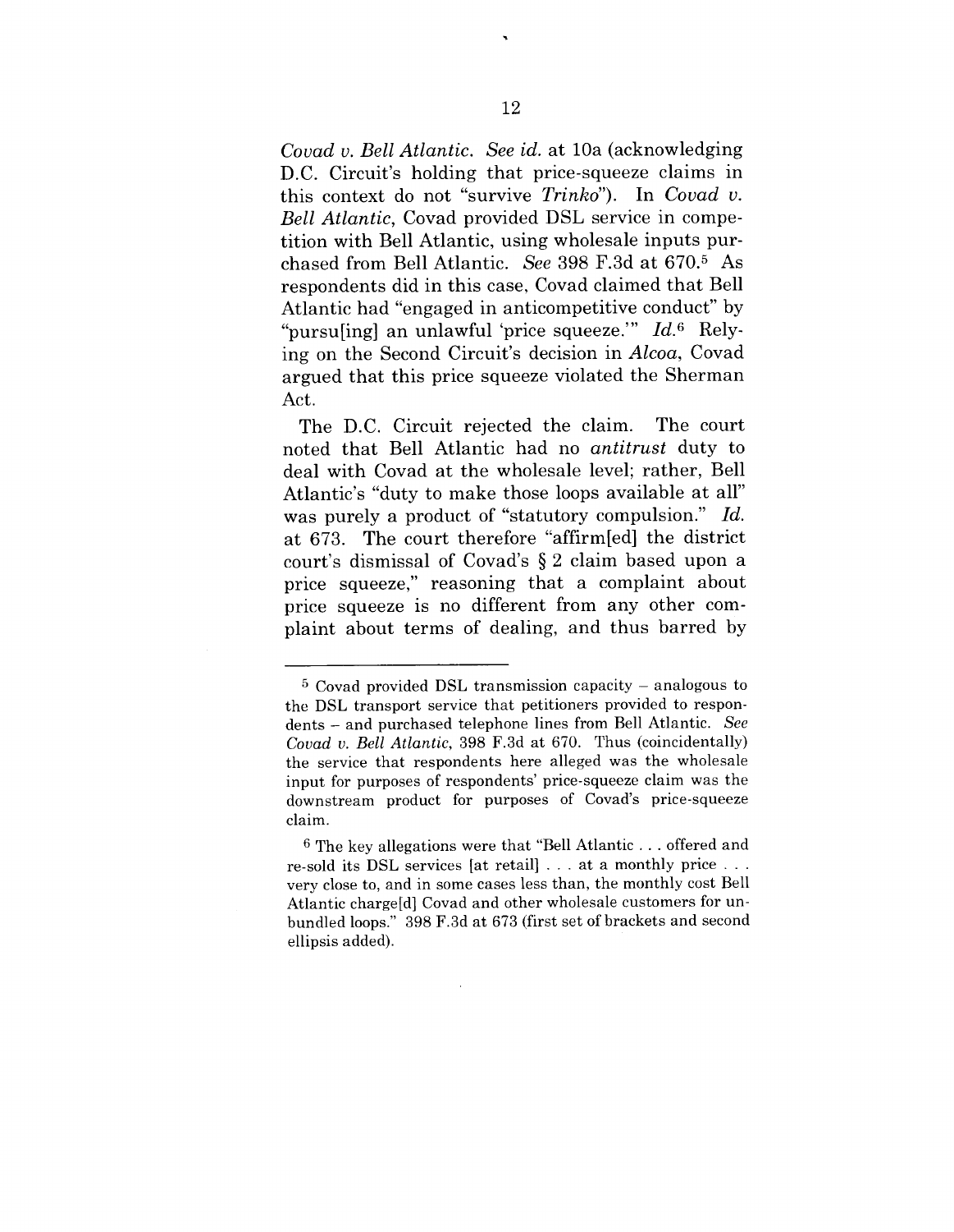*Covad v. Bell Atlantic*. *See id.* at 10a (acknowledging D.C. Circuit's holding that price-squeeze claims in this context do not "survive *Trinko*"). In *Covad v. Bell Atlantic*, Covad provided DSL service in competition with Bell Atlantic, using wholesale inputs purchased from Bell Atlantic. *See* 398 F.3d at 670.[5] As respondents did in this case, Covad claimed that Bell Atlantic had "engaged in anticompetitive conduct" by "pursu[ing] an unlawful 'price squeeze.'" *Id.*[6] Relying on the Second Circuit's decision in *Alcoa*, Covad argued that this price squeeze violated the Sherman Act.

The D.C. Circuit rejected the claim. The court noted that Bell Atlantic had no *antitrust* duty to deal with Covad at the wholesale level; rather, Bell Atlantic's "duty to make those loops available at all" was purely a product of "statutory compulsion." *Id.* at 673. The court therefore "affirm[ed] the district court's dismissal of Covad's § 2 claim based upon a price squeeze," reasoning that a complaint about price squeeze is no different from any other complaint about terms of dealing, and thus barred by

---

[5] Covad provided DSL transmission capacity – analogous to the DSL transport service that petitioners provided to respondents – and purchased telephone lines from Bell Atlantic. *See Covad v. Bell Atlantic*, 398 F.3d at 670. Thus (coincidentally) the service that respondents here alleged was the wholesale input for purposes of respondents' price-squeeze claim was the downstream product for purposes of Covad's price-squeeze claim.

[6] The key allegations were that "Bell Atlantic . . . offered and re-sold its DSL services [at retail] . . . at a monthly price . . . very close to, and in some cases less than, the monthly cost Bell Atlantic charge[d] Covad and other wholesale customers for unbundled loops." 398 F.3d at 673 (first set of brackets and second ellipsis added).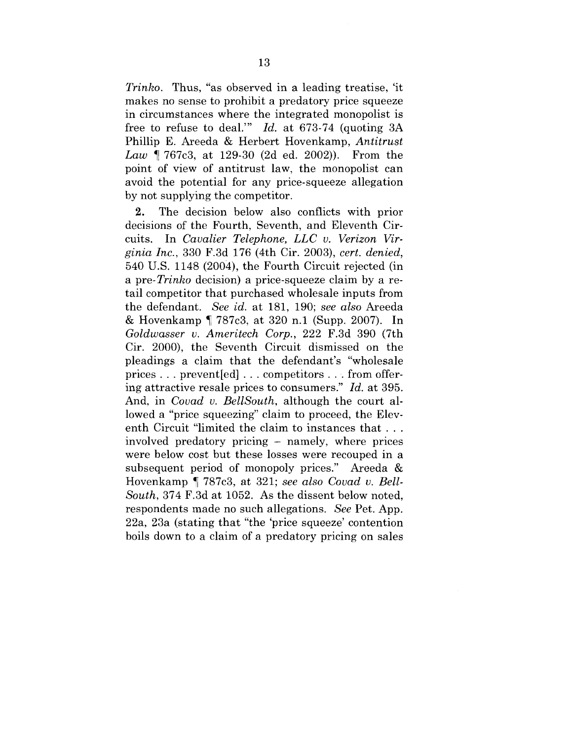*Trinko*. Thus, "as observed in a leading treatise, 'it makes no sense to prohibit a predatory price squeeze in circumstances where the integrated monopolist is free to refuse to deal.'" *Id.* at 673-74 (quoting 3A Phillip E. Areeda & Herbert Hovenkamp, *Antitrust Law* ¶ 767c3, at 129-30 (2d ed. 2002)). From the point of view of antitrust law, the monopolist can avoid the potential for any price-squeeze allegation by not supplying the competitor.

**2.** The decision below also conflicts with prior decisions of the Fourth, Seventh, and Eleventh Circuits. In *Cavalier Telephone, LLC v. Verizon Virginia Inc.*, 330 F.3d 176 (4th Cir. 2003), *cert. denied*, 540 U.S. 1148 (2004), the Fourth Circuit rejected (in a pre-*Trinko* decision) a price-squeeze claim by a retail competitor that purchased wholesale inputs from the defendant. *See id.* at 181, 190; *see also* Areeda & Hovenkamp ¶ 787c3, at 320 n.1 (Supp. 2007). In *Goldwasser v. Ameritech Corp.*, 222 F.3d 390 (7th Cir. 2000), the Seventh Circuit dismissed on the pleadings a claim that the defendant's "wholesale prices . . . prevent[ed] . . . competitors . . . from offering attractive resale prices to consumers." *Id.* at 395. And, in *Covad v. BellSouth*, although the court allowed a "price squeezing" claim to proceed, the Eleventh Circuit "limited the claim to instances that . . . involved predatory pricing – namely, where prices were below cost but these losses were recouped in a subsequent period of monopoly prices." Areeda & Hovenkamp ¶ 787c3, at 321; *see also Covad v. BellSouth*, 374 F.3d at 1052. As the dissent below noted, respondents made no such allegations. *See* Pet. App. 22a, 23a (stating that "the 'price squeeze' contention boils down to a claim of a predatory pricing on sales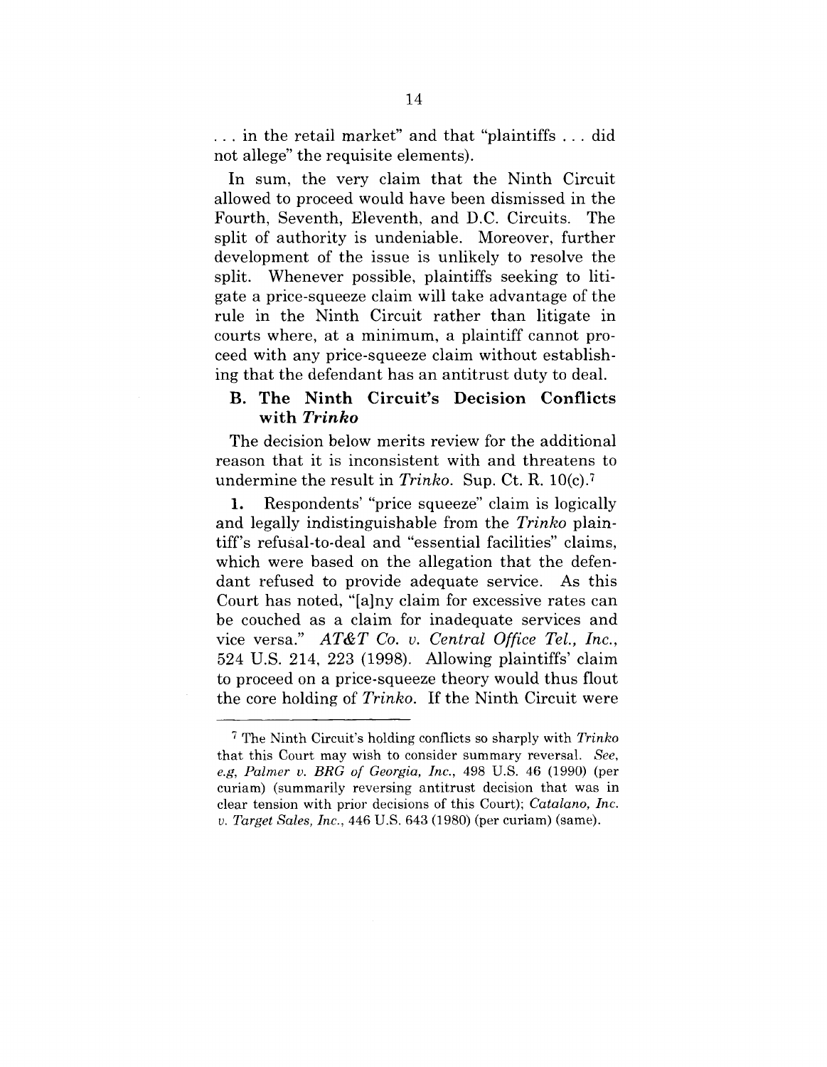. . . in the retail market" and that "plaintiffs . . . did not allege" the requisite elements).

In sum, the very claim that the Ninth Circuit allowed to proceed would have been dismissed in the Fourth, Seventh, Eleventh, and D.C. Circuits. The split of authority is undeniable. Moreover, further development of the issue is unlikely to resolve the split. Whenever possible, plaintiffs seeking to litigate a price-squeeze claim will take advantage of the rule in the Ninth Circuit rather than litigate in courts where, at a minimum, a plaintiff cannot proceed with any price-squeeze claim without establishing that the defendant has an antitrust duty to deal.

### B. The Ninth Circuit's Decision Conflicts with *Trinko*

The decision below merits review for the additional reason that it is inconsistent with and threatens to undermine the result in *Trinko*. Sup. Ct. R. 10(c).[7]

**1.** Respondents' "price squeeze" claim is logically and legally indistinguishable from the *Trinko* plaintiff's refusal-to-deal and "essential facilities" claims, which were based on the allegation that the defendant refused to provide adequate service. As this Court has noted, "[a]ny claim for excessive rates can be couched as a claim for inadequate services and vice versa." *AT&T Co. v. Central Office Tel., Inc.*, 524 U.S. 214, 223 (1998). Allowing plaintiffs' claim to proceed on a price-squeeze theory would thus flout the core holding of *Trinko*. If the Ninth Circuit were

---

[7] The Ninth Circuit's holding conflicts so sharply with *Trinko* that this Court may wish to consider summary reversal. *See, e.g, Palmer v. BRG of Georgia, Inc.*, 498 U.S. 46 (1990) (per curiam) (summarily reversing antitrust decision that was in clear tension with prior decisions of this Court); *Catalano, Inc. v. Target Sales, Inc.*, 446 U.S. 643 (1980) (per curiam) (same).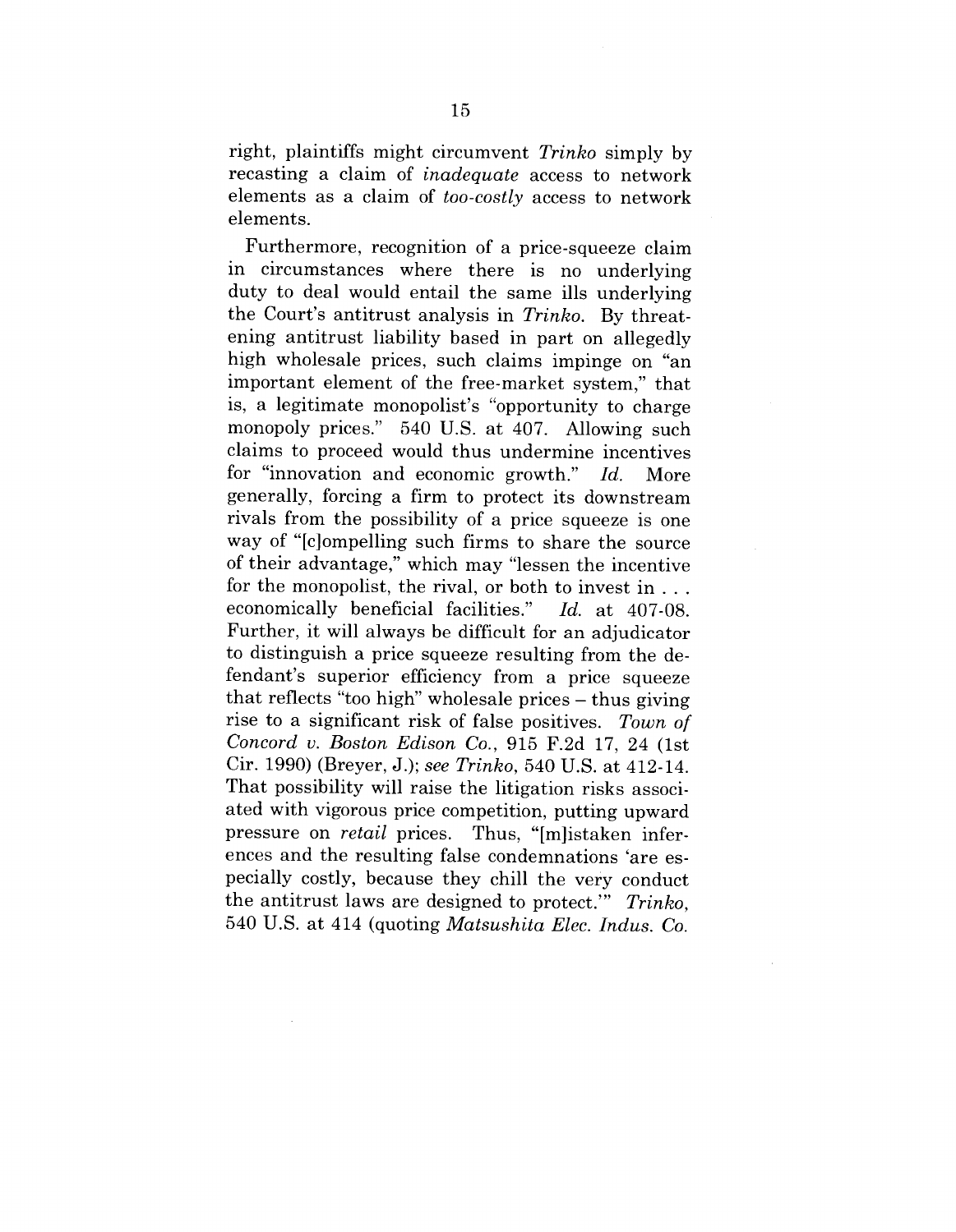right, plaintiffs might circumvent *Trinko* simply by recasting a claim of *inadequate* access to network elements as a claim of *too-costly* access to network elements.

Furthermore, recognition of a price-squeeze claim in circumstances where there is no underlying duty to deal would entail the same ills underlying the Court's antitrust analysis in *Trinko.* By threatening antitrust liability based in part on allegedly high wholesale prices, such claims impinge on "an important element of the free-market system," that is, a legitimate monopolist's "opportunity to charge monopoly prices." 540 U.S. at 407. Allowing such claims to proceed would thus undermine incentives for "innovation and economic growth." *Id.* More generally, forcing a firm to protect its downstream rivals from the possibility of a price squeeze is one way of "[c]ompelling such firms to share the source of their advantage," which may "lessen the incentive for the monopolist, the rival, or both to invest in . . . economically beneficial facilities." *Id.* at 407-08. Further, it will always be difficult for an adjudicator to distinguish a price squeeze resulting from the defendant's superior efficiency from a price squeeze that reflects "too high" wholesale prices – thus giving rise to a significant risk of false positives. *Town of Concord v. Boston Edison Co.*, 915 F.2d 17, 24 (1st Cir. 1990) (Breyer, J.); *see Trinko*, 540 U.S. at 412-14. That possibility will raise the litigation risks associated with vigorous price competition, putting upward pressure on *retail* prices. Thus, "[m]istaken inferences and the resulting false condemnations 'are especially costly, because they chill the very conduct the antitrust laws are designed to protect.'" *Trinko*, 540 U.S. at 414 (quoting *Matsushita Elec. Indus. Co.*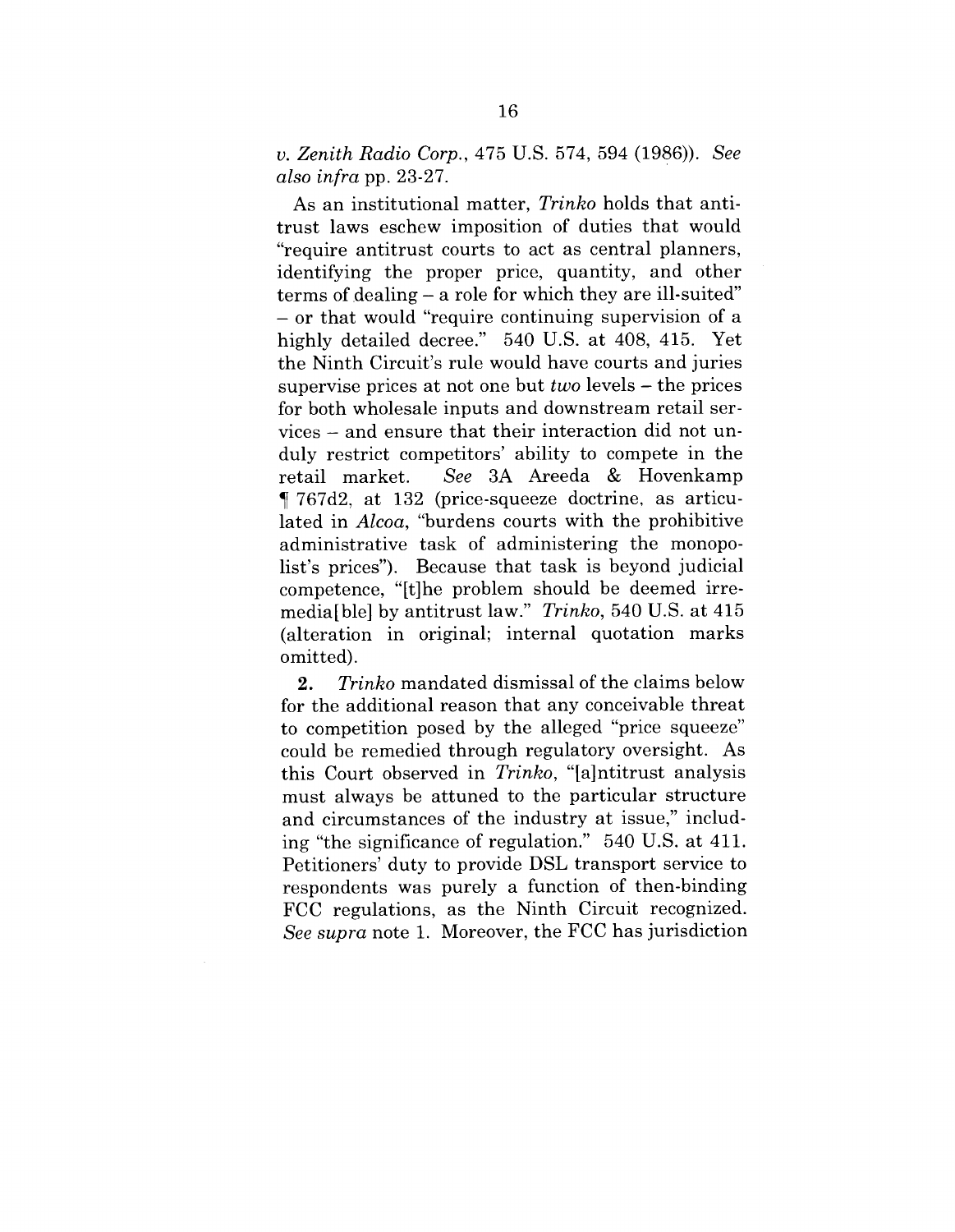*v. Zenith Radio Corp.*, 475 U.S. 574, 594 (1986)). *See also infra* pp. 23-27.

As an institutional matter, *Trinko* holds that antitrust laws eschew imposition of duties that would "require antitrust courts to act as central planners, identifying the proper price, quantity, and other terms of dealing – a role for which they are ill-suited" – or that would "require continuing supervision of a highly detailed decree." 540 U.S. at 408, 415. Yet the Ninth Circuit's rule would have courts and juries supervise prices at not one but *two* levels – the prices for both wholesale inputs and downstream retail services – and ensure that their interaction did not unduly restrict competitors' ability to compete in the retail market. *See* 3A Areeda & Hovenkamp ¶ 767d2, at 132 (price-squeeze doctrine, as articulated in *Alcoa*, "burdens courts with the prohibitive administrative task of administering the monopolist's prices"). Because that task is beyond judicial competence, "[t]he problem should be deemed irremedia[ble] by antitrust law." *Trinko*, 540 U.S. at 415 (alteration in original; internal quotation marks omitted).

**2.** *Trinko* mandated dismissal of the claims below for the additional reason that any conceivable threat to competition posed by the alleged "price squeeze" could be remedied through regulatory oversight. As this Court observed in *Trinko*, "[a]ntitrust analysis must always be attuned to the particular structure and circumstances of the industry at issue," including "the significance of regulation." 540 U.S. at 411. Petitioners' duty to provide DSL transport service to respondents was purely a function of then-binding FCC regulations, as the Ninth Circuit recognized. *See supra* note 1. Moreover, the FCC has jurisdiction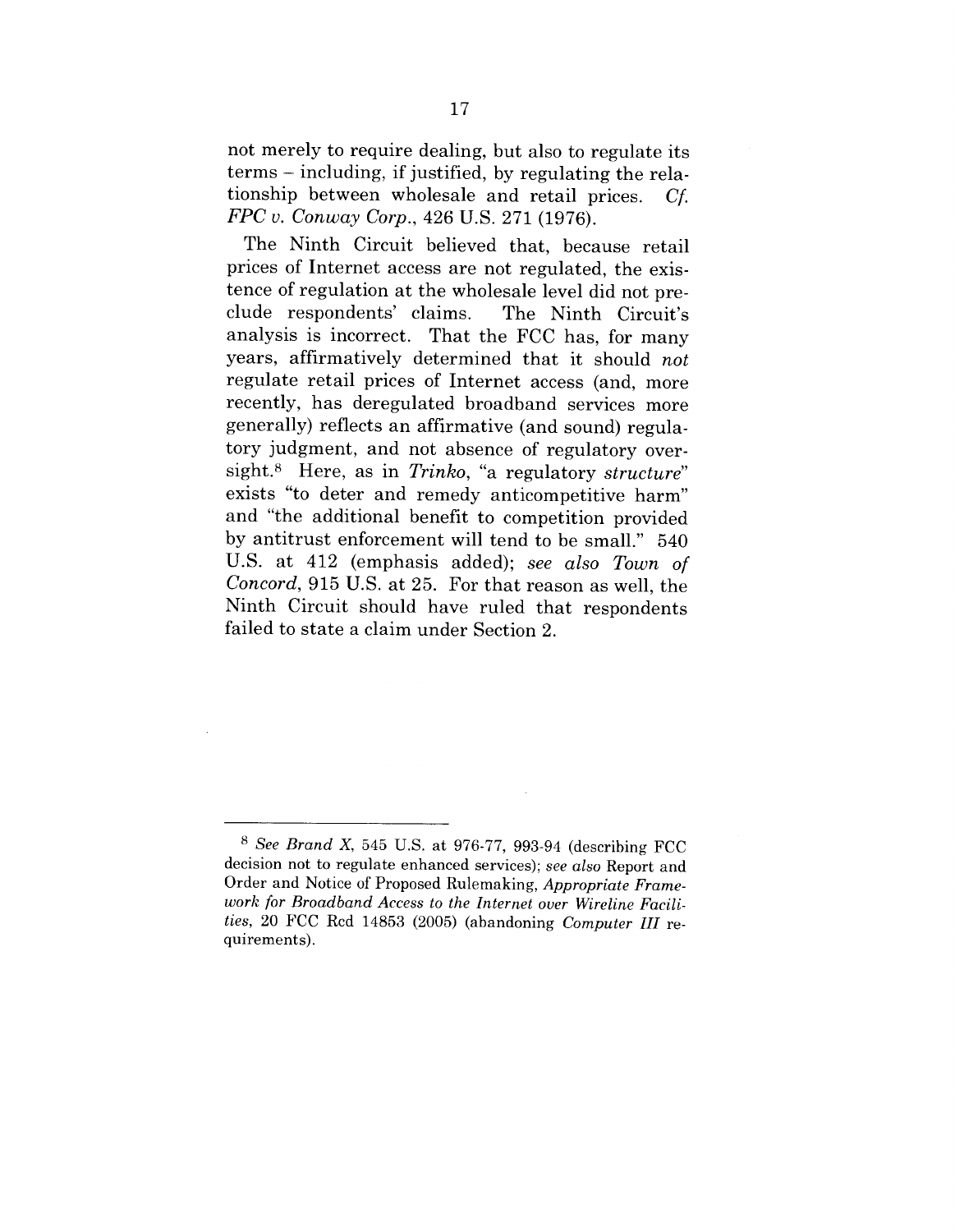not merely to require dealing, but also to regulate its terms – including, if justified, by regulating the relationship between wholesale and retail prices. *Cf. FPC v. Conway Corp.*, 426 U.S. 271 (1976).

The Ninth Circuit believed that, because retail prices of Internet access are not regulated, the existence of regulation at the wholesale level did not preclude respondents' claims. The Ninth Circuit's analysis is incorrect. That the FCC has, for many years, affirmatively determined that it should *not* regulate retail prices of Internet access (and, more recently, has deregulated broadband services more generally) reflects an affirmative (and sound) regulatory judgment, and not absence of regulatory oversight.[8] Here, as in *Trinko*, "a regulatory *structure*" exists "to deter and remedy anticompetitive harm" and "the additional benefit to competition provided by antitrust enforcement will tend to be small." 540 U.S. at 412 (emphasis added); *see also Town of Concord*, 915 U.S. at 25. For that reason as well, the Ninth Circuit should have ruled that respondents failed to state a claim under Section 2.

---

[8] *See Brand X*, 545 U.S. at 976-77, 993-94 (describing FCC decision not to regulate enhanced services); *see also* Report and Order and Notice of Proposed Rulemaking, *Appropriate Framework for Broadband Access to the Internet over Wireline Facilities*, 20 FCC Rcd 14853 (2005) (abandoning *Computer III* requirements).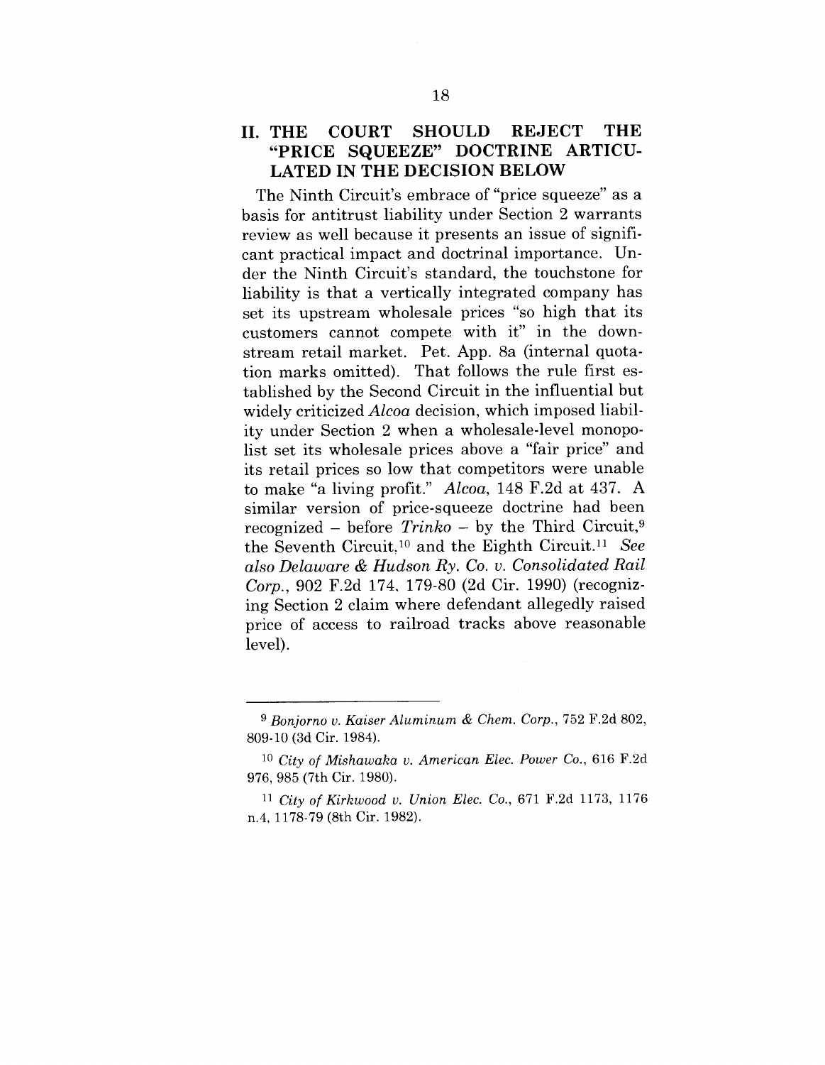## II. THE COURT SHOULD REJECT THE "PRICE SQUEEZE" DOCTRINE ARTICULATED IN THE DECISION BELOW

The Ninth Circuit's embrace of "price squeeze" as a basis for antitrust liability under Section 2 warrants review as well because it presents an issue of significant practical impact and doctrinal importance. Under the Ninth Circuit's standard, the touchstone for liability is that a vertically integrated company has set its upstream wholesale prices "so high that its customers cannot compete with it" in the downstream retail market. Pet. App. 8a (internal quotation marks omitted). That follows the rule first established by the Second Circuit in the influential but widely criticized *Alcoa* decision, which imposed liability under Section 2 when a wholesale-level monopolist set its wholesale prices above a "fair price" and its retail prices so low that competitors were unable to make "a living profit." *Alcoa*, 148 F.2d at 437. A similar version of price-squeeze doctrine had been recognized – before *Trinko* – by the Third Circuit,[9] the Seventh Circuit,[10] and the Eighth Circuit.[11] *See also Delaware & Hudson Ry. Co. v. Consolidated Rail Corp.*, 902 F.2d 174, 179-80 (2d Cir. 1990) (recognizing Section 2 claim where defendant allegedly raised price of access to railroad tracks above reasonable level).

---

[9] *Bonjorno v. Kaiser Aluminum & Chem. Corp.*, 752 F.2d 802, 809-10 (3d Cir. 1984).

[10] *City of Mishawaka v. American Elec. Power Co.*, 616 F.2d 976, 985 (7th Cir. 1980).

[11] *City of Kirkwood v. Union Elec. Co.*, 671 F.2d 1173, 1176 n.4, 1178-79 (8th Cir. 1982).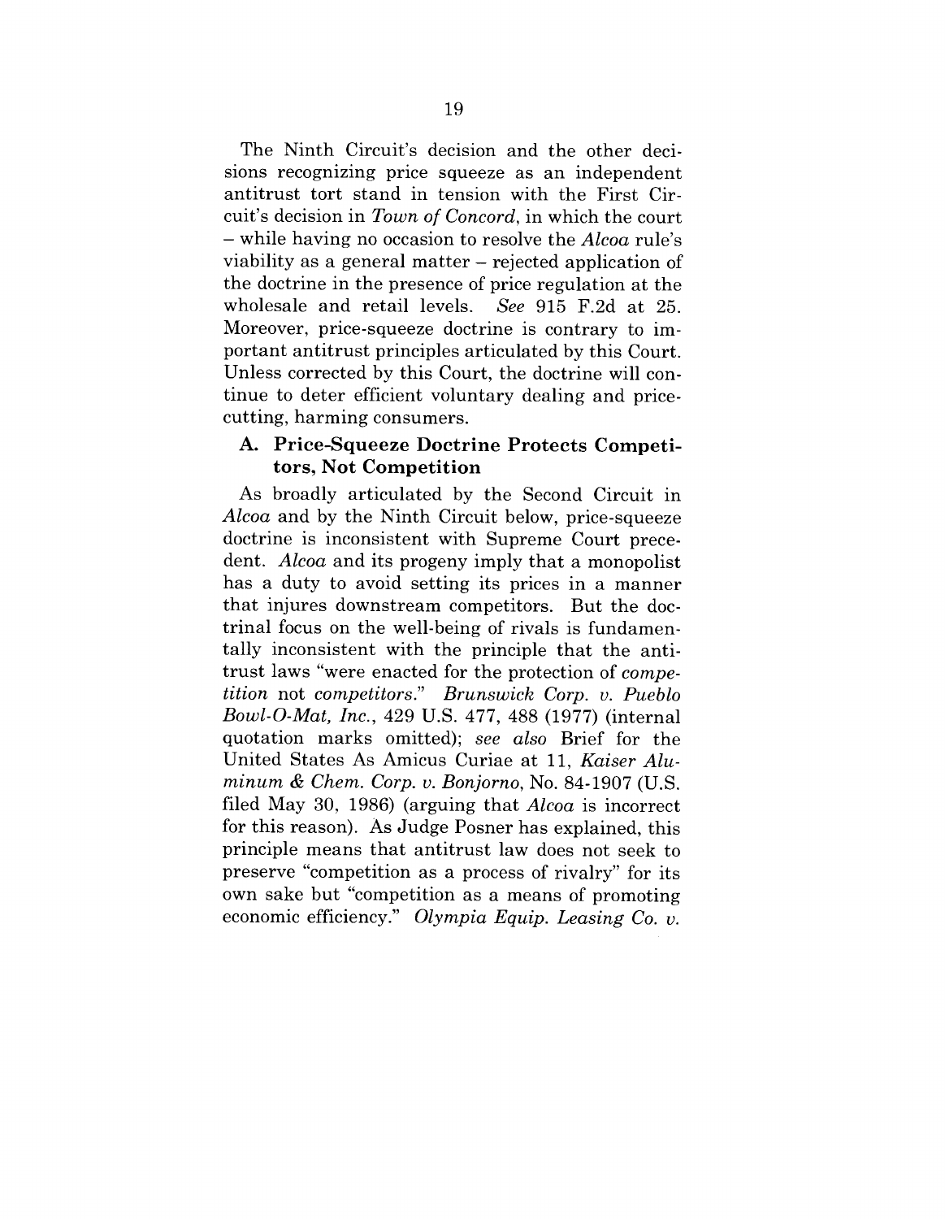The Ninth Circuit's decision and the other decisions recognizing price squeeze as an independent antitrust tort stand in tension with the First Circuit's decision in *Town of Concord*, in which the court – while having no occasion to resolve the *Alcoa* rule's viability as a general matter – rejected application of the doctrine in the presence of price regulation at the wholesale and retail levels. *See* 915 F.2d at 25. Moreover, price-squeeze doctrine is contrary to important antitrust principles articulated by this Court. Unless corrected by this Court, the doctrine will continue to deter efficient voluntary dealing and price-cutting, harming consumers.

### A. Price-Squeeze Doctrine Protects Competitors, Not Competition

As broadly articulated by the Second Circuit in *Alcoa* and by the Ninth Circuit below, price-squeeze doctrine is inconsistent with Supreme Court precedent. *Alcoa* and its progeny imply that a monopolist has a duty to avoid setting its prices in a manner that injures downstream competitors. But the doctrinal focus on the well-being of rivals is fundamentally inconsistent with the principle that the antitrust laws "were enacted for the protection of *competition* not *competitors*." *Brunswick Corp. v. Pueblo Bowl-O-Mat, Inc.*, 429 U.S. 477, 488 (1977) (internal quotation marks omitted); *see also* Brief for the United States As Amicus Curiae at 11, *Kaiser Aluminum & Chem. Corp. v. Bonjorno*, No. 84-1907 (U.S. filed May 30, 1986) (arguing that *Alcoa* is incorrect for this reason). As Judge Posner has explained, this principle means that antitrust law does not seek to preserve "competition as a process of rivalry" for its own sake but "competition as a means of promoting economic efficiency." *Olympia Equip. Leasing Co. v.*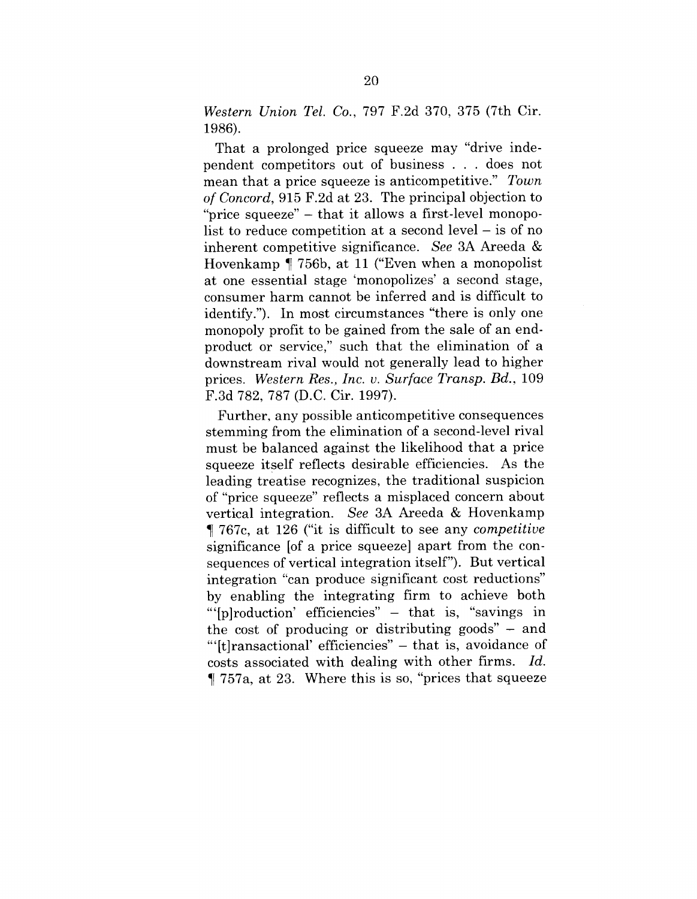*Western Union Tel. Co.*, 797 F.2d 370, 375 (7th Cir. 1986).

That a prolonged price squeeze may "drive independent competitors out of business . . . does not mean that a price squeeze is anticompetitive." *Town of Concord*, 915 F.2d at 23. The principal objection to "price squeeze" – that it allows a first-level monopolist to reduce competition at a second level – is of no inherent competitive significance. *See* 3A Areeda & Hovenkamp ¶ 756b, at 11 ("Even when a monopolist at one essential stage 'monopolizes' a second stage, consumer harm cannot be inferred and is difficult to identify."). In most circumstances "there is only one monopoly profit to be gained from the sale of an end-product or service," such that the elimination of a downstream rival would not generally lead to higher prices. *Western Res., Inc. v. Surface Transp. Bd.*, 109 F.3d 782, 787 (D.C. Cir. 1997).

Further, any possible anticompetitive consequences stemming from the elimination of a second-level rival must be balanced against the likelihood that a price squeeze itself reflects desirable efficiencies. As the leading treatise recognizes, the traditional suspicion of "price squeeze" reflects a misplaced concern about vertical integration. *See* 3A Areeda & Hovenkamp ¶ 767c, at 126 ("it is difficult to see any *competitive* significance [of a price squeeze] apart from the consequences of vertical integration itself"). But vertical integration "can produce significant cost reductions" by enabling the integrating firm to achieve both "'[p]roduction' efficiencies" – that is, "savings in the cost of producing or distributing goods" – and "'[t]ransactional' efficiencies" – that is, avoidance of costs associated with dealing with other firms. *Id.* ¶ 757a, at 23. Where this is so, "prices that squeeze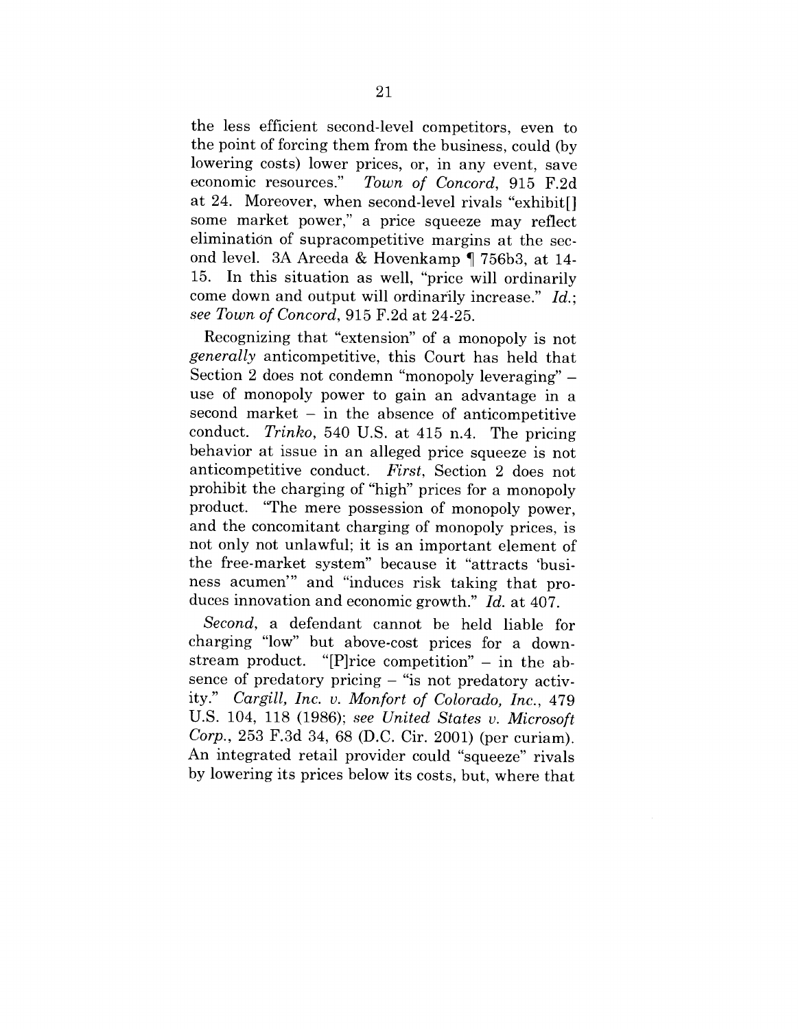the less efficient second-level competitors, even to the point of forcing them from the business, could (by lowering costs) lower prices, or, in any event, save economic resources." *Town of Concord*, 915 F.2d at 24. Moreover, when second-level rivals "exhibit[] some market power," a price squeeze may reflect elimination of supracompetitive margins at the second level. 3A Areeda & Hovenkamp ¶ 756b3, at 14-15. In this situation as well, "price will ordinarily come down and output will ordinarily increase." *Id.*; *see Town of Concord*, 915 F.2d at 24-25.

Recognizing that "extension" of a monopoly is not *generally* anticompetitive, this Court has held that Section 2 does not condemn "monopoly leveraging" – use of monopoly power to gain an advantage in a second market – in the absence of anticompetitive conduct. *Trinko*, 540 U.S. at 415 n.4. The pricing behavior at issue in an alleged price squeeze is not anticompetitive conduct. *First*, Section 2 does not prohibit the charging of "high" prices for a monopoly product. "The mere possession of monopoly power, and the concomitant charging of monopoly prices, is not only not unlawful; it is an important element of the free-market system" because it "attracts 'business acumen'" and "induces risk taking that produces innovation and economic growth." *Id.* at 407.

*Second*, a defendant cannot be held liable for charging "low" but above-cost prices for a downstream product. "[P]rice competition" – in the absence of predatory pricing – "is not predatory activity." *Cargill, Inc. v. Monfort of Colorado, Inc.*, 479 U.S. 104, 118 (1986); *see United States v. Microsoft Corp.*, 253 F.3d 34, 68 (D.C. Cir. 2001) (per curiam). An integrated retail provider could "squeeze" rivals by lowering its prices below its costs, but, where that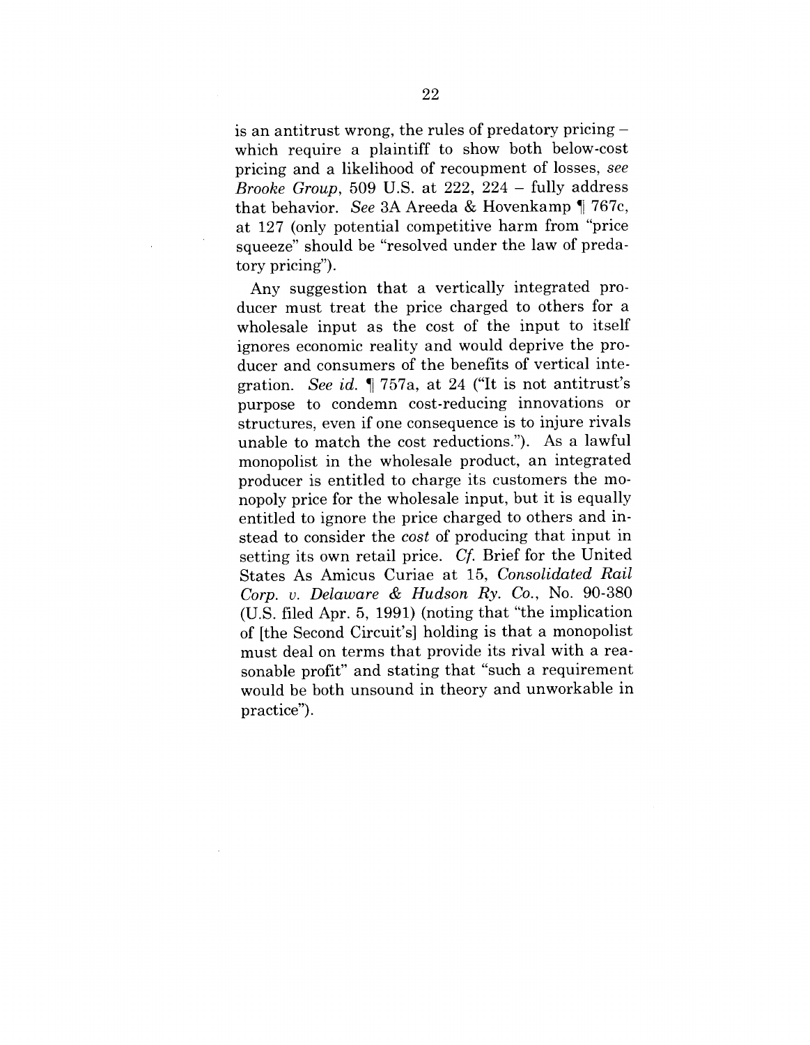is an antitrust wrong, the rules of predatory pricing – which require a plaintiff to show both below-cost pricing and a likelihood of recoupment of losses, *see Brooke Group*, 509 U.S. at 222, 224 – fully address that behavior. *See* 3A Areeda & Hovenkamp ¶ 767c, at 127 (only potential competitive harm from "price squeeze" should be "resolved under the law of predatory pricing").

Any suggestion that a vertically integrated producer must treat the price charged to others for a wholesale input as the cost of the input to itself ignores economic reality and would deprive the producer and consumers of the benefits of vertical integration. *See id.* ¶ 757a, at 24 ("It is not antitrust's purpose to condemn cost-reducing innovations or structures, even if one consequence is to injure rivals unable to match the cost reductions."). As a lawful monopolist in the wholesale product, an integrated producer is entitled to charge its customers the monopoly price for the wholesale input, but it is equally entitled to ignore the price charged to others and instead to consider the *cost* of producing that input in setting its own retail price. *Cf.* Brief for the United States As Amicus Curiae at 15, *Consolidated Rail Corp. v. Delaware & Hudson Ry. Co.*, No. 90-380 (U.S. filed Apr. 5, 1991) (noting that "the implication of [the Second Circuit's] holding is that a monopolist must deal on terms that provide its rival with a reasonable profit" and stating that "such a requirement would be both unsound in theory and unworkable in practice").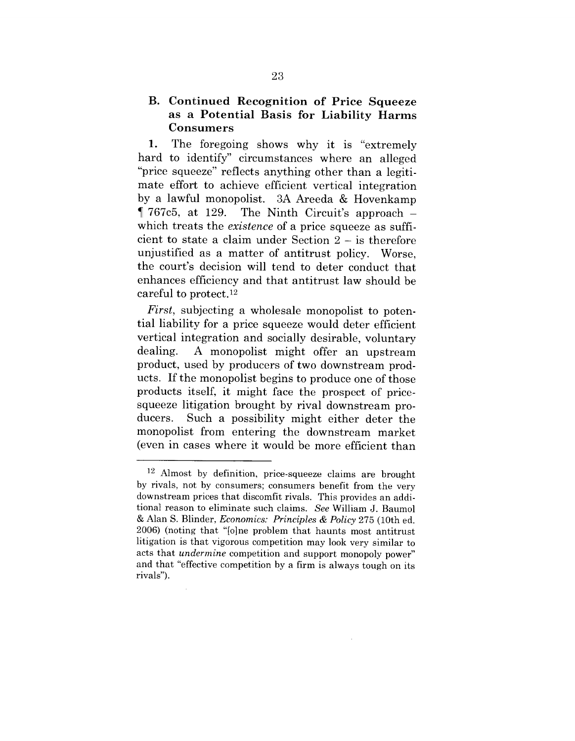### B. Continued Recognition of Price Squeeze as a Potential Basis for Liability Harms Consumers

**1.** The foregoing shows why it is "extremely hard to identify" circumstances where an alleged "price squeeze" reflects anything other than a legitimate effort to achieve efficient vertical integration by a lawful monopolist. 3A Areeda & Hovenkamp ¶ 767c5, at 129. The Ninth Circuit's approach – which treats the *existence* of a price squeeze as sufficient to state a claim under Section 2 – is therefore unjustified as a matter of antitrust policy. Worse, the court's decision will tend to deter conduct that enhances efficiency and that antitrust law should be careful to protect.[12]

*First*, subjecting a wholesale monopolist to potential liability for a price squeeze would deter efficient vertical integration and socially desirable, voluntary dealing. A monopolist might offer an upstream product, used by producers of two downstream products. If the monopolist begins to produce one of those products itself, it might face the prospect of price-squeeze litigation brought by rival downstream producers. Such a possibility might either deter the monopolist from entering the downstream market (even in cases where it would be more efficient than

---

[12] Almost by definition, price-squeeze claims are brought by rivals, not by consumers; consumers benefit from the very downstream prices that discomfit rivals. This provides an additional reason to eliminate such claims. *See* William J. Baumol & Alan S. Blinder, *Economics: Principles & Policy* 275 (10th ed. 2006) (noting that "[o]ne problem that haunts most antitrust litigation is that vigorous competition may look very similar to acts that *undermine* competition and support monopoly power" and that "effective competition by a firm is always tough on its rivals").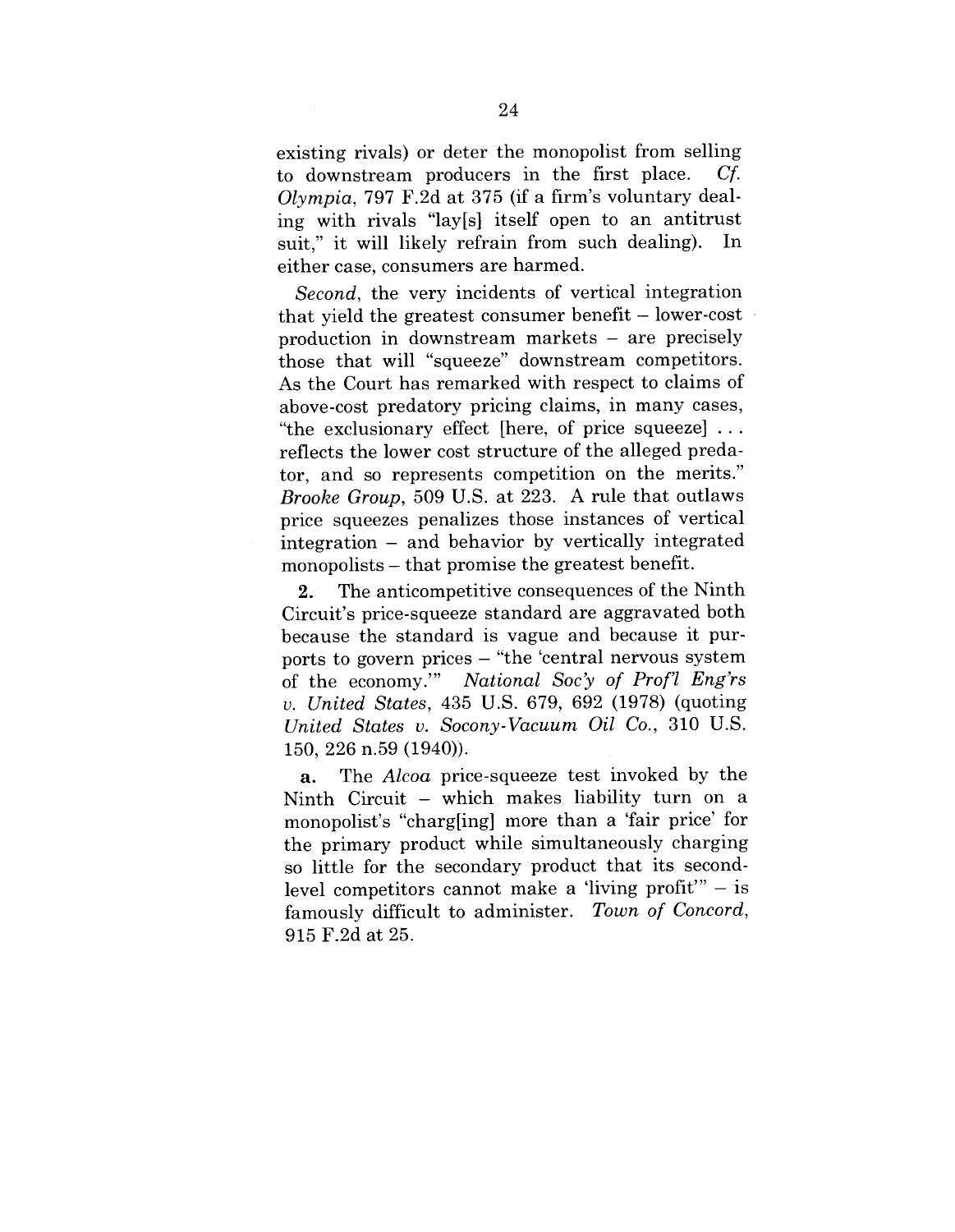existing rivals) or deter the monopolist from selling to downstream producers in the first place. *Cf. Olympia*, 797 F.2d at 375 (if a firm's voluntary dealing with rivals "lay[s] itself open to an antitrust suit," it will likely refrain from such dealing). In either case, consumers are harmed.

*Second*, the very incidents of vertical integration that yield the greatest consumer benefit – lower-cost production in downstream markets – are precisely those that will "squeeze" downstream competitors. As the Court has remarked with respect to claims of above-cost predatory pricing claims, in many cases, "the exclusionary effect [here, of price squeeze] . . . reflects the lower cost structure of the alleged predator, and so represents competition on the merits." *Brooke Group*, 509 U.S. at 223. A rule that outlaws price squeezes penalizes those instances of vertical integration – and behavior by vertically integrated monopolists – that promise the greatest benefit.

**2.** The anticompetitive consequences of the Ninth Circuit's price-squeeze standard are aggravated both because the standard is vague and because it purports to govern prices – "the 'central nervous system of the economy.'" *National Soc'y of Prof'l Eng'rs v. United States*, 435 U.S. 679, 692 (1978) (quoting *United States v. Socony-Vacuum Oil Co.*, 310 U.S. 150, 226 n.59 (1940)).

**a.** The *Alcoa* price-squeeze test invoked by the Ninth Circuit – which makes liability turn on a monopolist's "charg[ing] more than a 'fair price' for the primary product while simultaneously charging so little for the secondary product that its second-level competitors cannot make a 'living profit'" – is famously difficult to administer. *Town of Concord*, 915 F.2d at 25.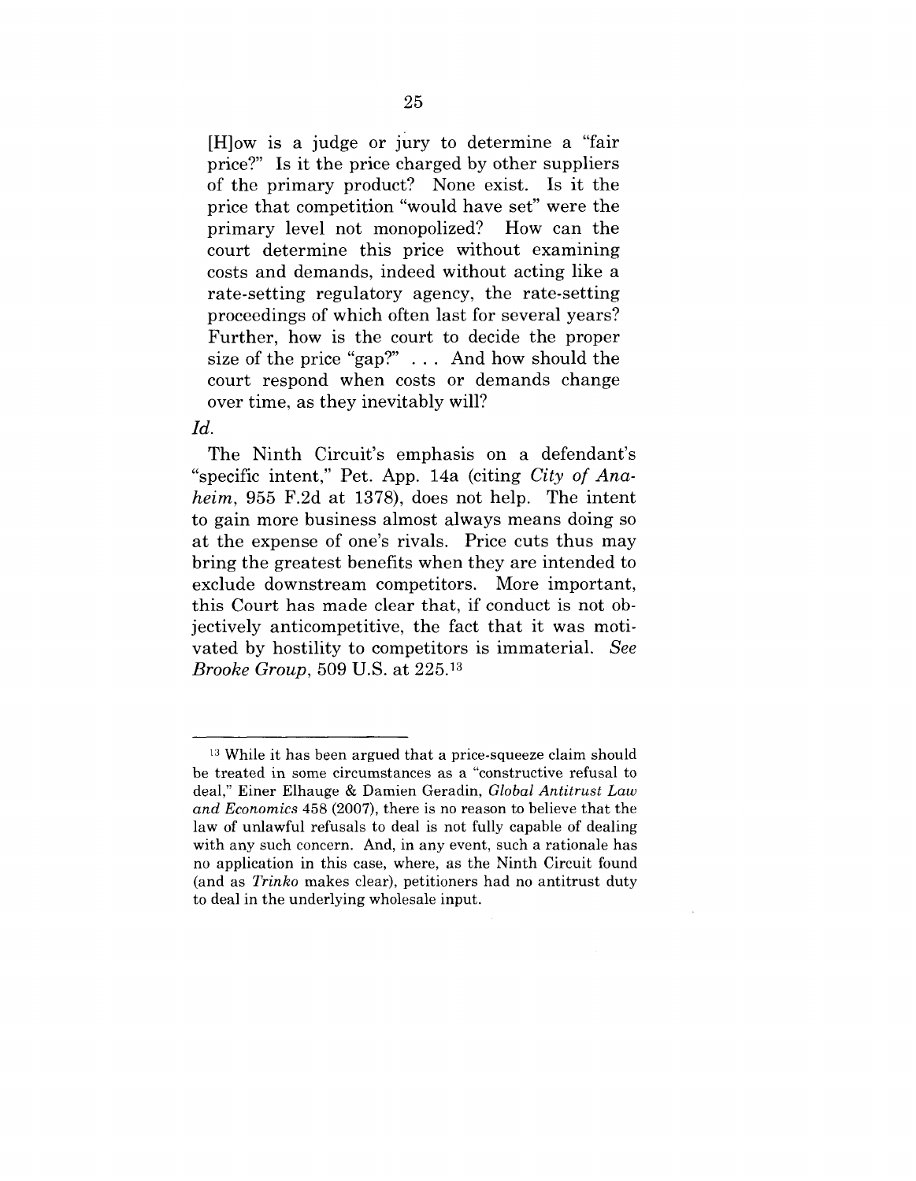> [H]ow is a judge or jury to determine a "fair price?" Is it the price charged by other suppliers of the primary product? None exist. Is it the price that competition "would have set" were the primary level not monopolized? How can the court determine this price without examining costs and demands, indeed without acting like a rate-setting regulatory agency, the rate-setting proceedings of which often last for several years? Further, how is the court to decide the proper size of the price "gap?" . . . And how should the court respond when costs or demands change over time, as they inevitably will?

*Id.*

The Ninth Circuit's emphasis on a defendant's "specific intent," Pet. App. 14a (citing *City of Anaheim*, 955 F.2d at 1378), does not help. The intent to gain more business almost always means doing so at the expense of one's rivals. Price cuts thus may bring the greatest benefits when they are intended to exclude downstream competitors. More important, this Court has made clear that, if conduct is not objectively anticompetitive, the fact that it was motivated by hostility to competitors is immaterial. *See Brooke Group*, 509 U.S. at 225.[13]

---

[13] While it has been argued that a price-squeeze claim should be treated in some circumstances as a "constructive refusal to deal," Einer Elhauge & Damien Geradin, *Global Antitrust Law and Economics* 458 (2007), there is no reason to believe that the law of unlawful refusals to deal is not fully capable of dealing with any such concern. And, in any event, such a rationale has no application in this case, where, as the Ninth Circuit found (and as *Trinko* makes clear), petitioners had no antitrust duty to deal in the underlying wholesale input.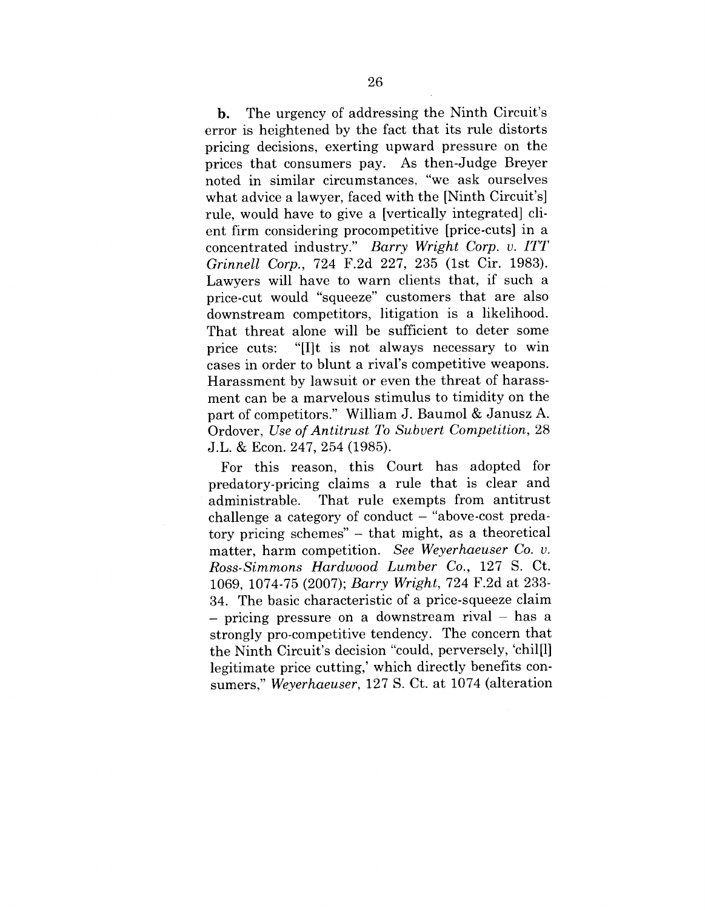**b.** The urgency of addressing the Ninth Circuit's error is heightened by the fact that its rule distorts pricing decisions, exerting upward pressure on the prices that consumers pay. As then-Judge Breyer noted in similar circumstances, "we ask ourselves what advice a lawyer, faced with the [Ninth Circuit's] rule, would have to give a [vertically integrated] client firm considering procompetitive [price-cuts] in a concentrated industry." *Barry Wright Corp. v. ITT Grinnell Corp.*, 724 F.2d 227, 235 (1st Cir. 1983). Lawyers will have to warn clients that, if such a price-cut would "squeeze" customers that are also downstream competitors, litigation is a likelihood. That threat alone will be sufficient to deter some price cuts: "[I]t is not always necessary to win cases in order to blunt a rival's competitive weapons. Harassment by lawsuit or even the threat of harassment can be a marvelous stimulus to timidity on the part of competitors." William J. Baumol & Janusz A. Ordover, *Use of Antitrust To Subvert Competition*, 28 J.L. & Econ. 247, 254 (1985).

For this reason, this Court has adopted for predatory-pricing claims a rule that is clear and administrable. That rule exempts from antitrust challenge a category of conduct – "above-cost predatory pricing schemes" – that might, as a theoretical matter, harm competition. *See Weyerhaeuser Co. v. Ross-Simmons Hardwood Lumber Co.*, 127 S. Ct. 1069, 1074-75 (2007); *Barry Wright*, 724 F.2d at 233-34. The basic characteristic of a price-squeeze claim – pricing pressure on a downstream rival – has a strongly pro-competitive tendency. The concern that the Ninth Circuit's decision "could, perversely, 'chill[l] legitimate price cutting,' which directly benefits consumers," *Weyerhaeuser*, 127 S. Ct. at 1074 (alteration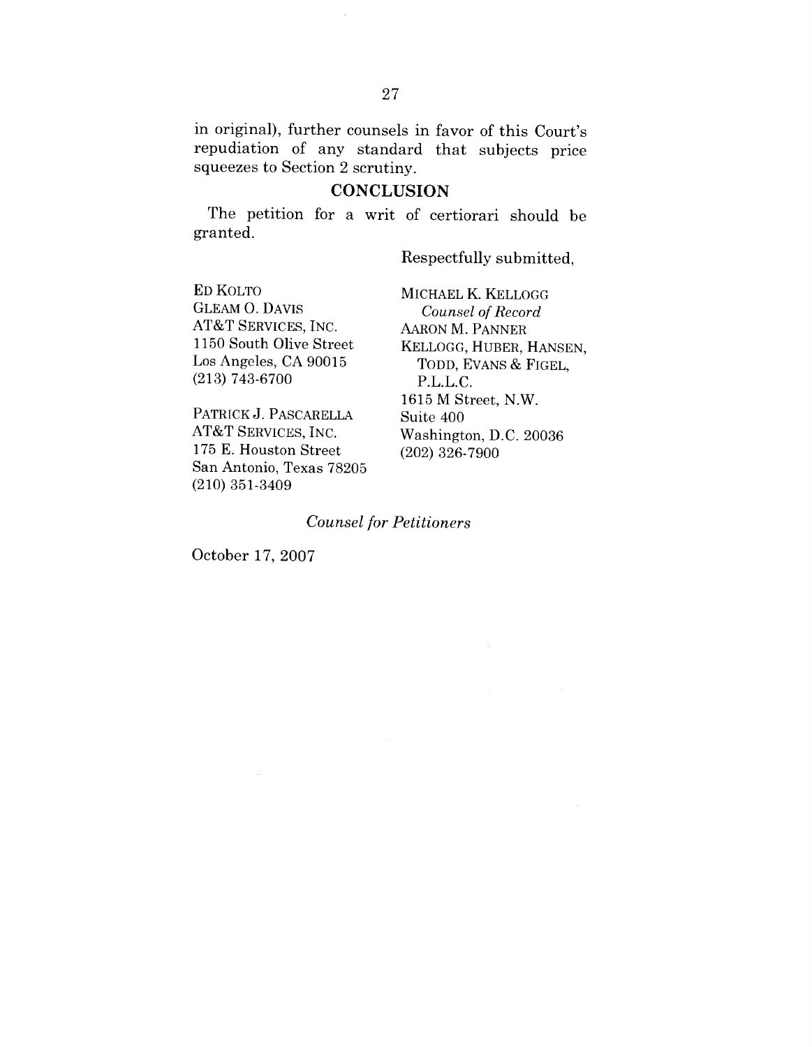in original), further counsels in favor of this Court's repudiation of any standard that subjects price squeezes to Section 2 scrutiny.

## CONCLUSION

The petition for a writ of certiorari should be granted.

Respectfully submitted,

ED KOLTO
GLEAM O. DAVIS
AT&T SERVICES, INC.
1150 South Olive Street
Los Angeles, CA 90015
(213) 743-6700

PATRICK J. PASCARELLA
AT&T SERVICES, INC.
175 E. Houston Street
San Antonio, Texas 78205
(210) 351-3409

MICHAEL K. KELLOGG
*Counsel of Record*
AARON M. PANNER
KELLOGG, HUBER, HANSEN, TODD, EVANS & FIGEL, P.L.L.C.
1615 M Street, N.W.
Suite 400
Washington, D.C. 20036
(202) 326-7900

*Counsel for Petitioners*

October 17, 2007